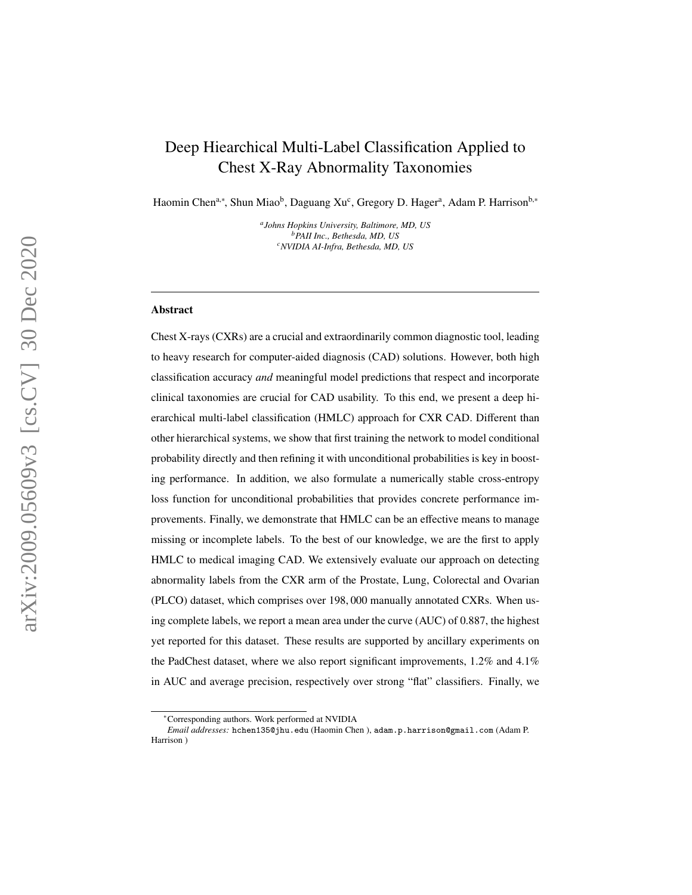# Deep Hiearchical Multi-Label Classification Applied to Chest X-Ray Abnormality Taxonomies

Haomin Chen[a,*], Shun Miao[b], Daguang Xu[c], Gregory D. Hager[a], Adam P. Harrison[b,*]

[a]*Johns Hopkins University, Baltimore, MD, US*
[b]*PAII Inc., Bethesda, MD, US*
[c]*NVIDIA AI-Infra, Bethesda, MD, US*

---

## Abstract

Chest X-rays (CXRs) are a crucial and extraordinarily common diagnostic tool, leading to heavy research for computer-aided diagnosis (CAD) solutions. However, both high classification accuracy *and* meaningful model predictions that respect and incorporate clinical taxonomies are crucial for CAD usability. To this end, we present a deep hierarchical multi-label classification (HMLC) approach for CXR CAD. Different than other hierarchical systems, we show that first training the network to model conditional probability directly and then refining it with unconditional probabilities is key in boosting performance. In addition, we also formulate a numerically stable cross-entropy loss function for unconditional probabilities that provides concrete performance improvements. Finally, we demonstrate that HMLC can be an effective means to manage missing or incomplete labels. To the best of our knowledge, we are the first to apply HMLC to medical imaging CAD. We extensively evaluate our approach on detecting abnormality labels from the CXR arm of the Prostate, Lung, Colorectal and Ovarian (PLCO) dataset, which comprises over 198,000 manually annotated CXRs. When using complete labels, we report a mean area under the curve (AUC) of 0.887, the highest yet reported for this dataset. These results are supported by ancillary experiments on the PadChest dataset, where we also report significant improvements, 1.2% and 4.1% in AUC and average precision, respectively over strong "flat" classifiers. Finally, we

---

*Corresponding authors. Work performed at NVIDIA

*Email addresses:* hchen135@jhu.edu (Haomin Chen ), adam.p.harrison@gmail.com (Adam P. Harrison )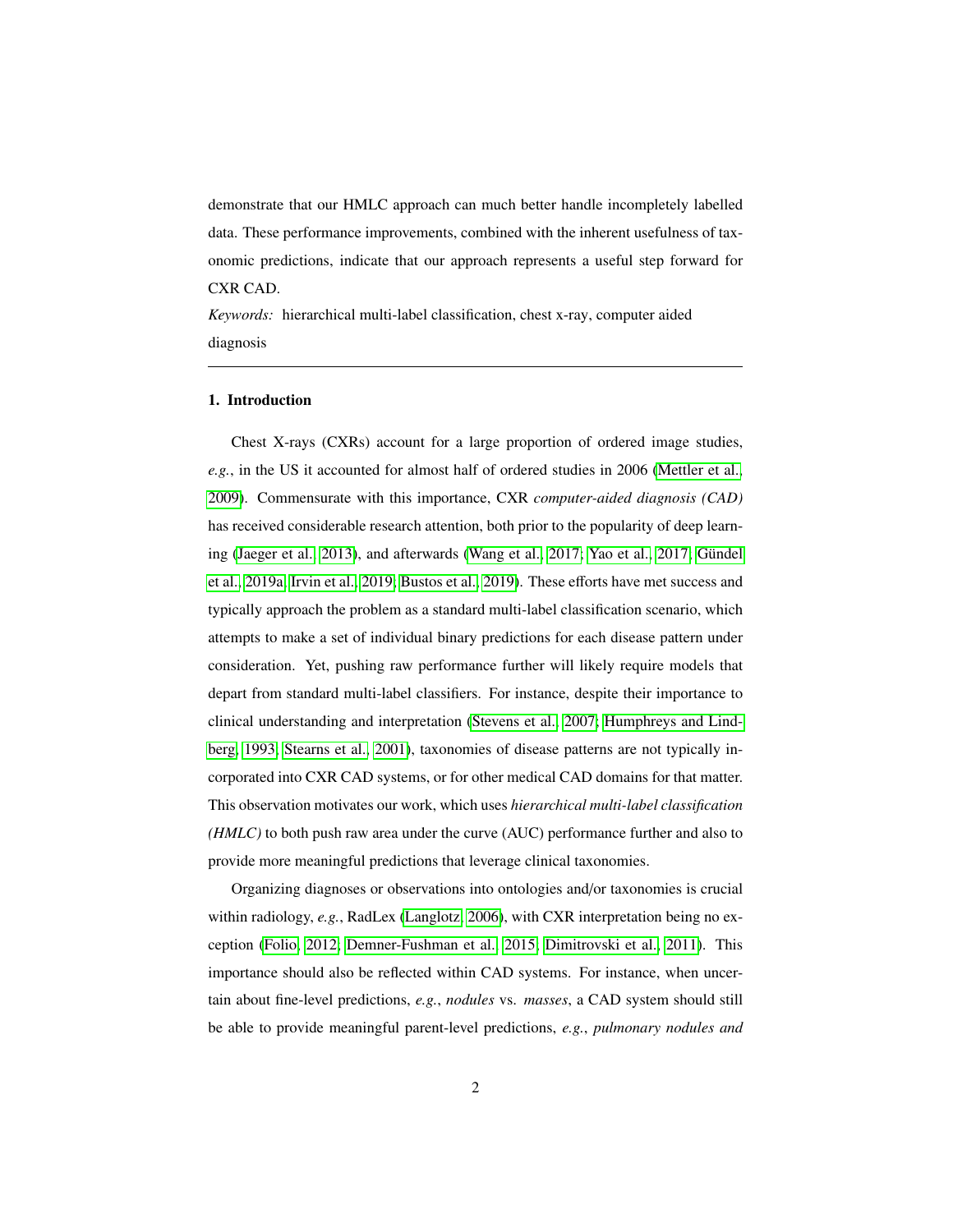demonstrate that our HMLC approach can much better handle incompletely labelled data. These performance improvements, combined with the inherent usefulness of taxonomic predictions, indicate that our approach represents a useful step forward for CXR CAD.

*Keywords:* hierarchical multi-label classification, chest x-ray, computer aided diagnosis

---

## 1. Introduction

Chest X-rays (CXRs) account for a large proportion of ordered image studies, *e.g.*, in the US it accounted for almost half of ordered studies in 2006 (Mettler et al., 2009). Commensurate with this importance, CXR *computer-aided diagnosis (CAD)* has received considerable research attention, both prior to the popularity of deep learning (Jaeger et al., 2013), and afterwards (Wang et al., 2017; Yao et al., 2017; Gündel et al., 2019a; Irvin et al., 2019; Bustos et al., 2019). These efforts have met success and typically approach the problem as a standard multi-label classification scenario, which attempts to make a set of individual binary predictions for each disease pattern under consideration. Yet, pushing raw performance further will likely require models that depart from standard multi-label classifiers. For instance, despite their importance to clinical understanding and interpretation (Stevens et al., 2007; Humphreys and Lindberg, 1993; Stearns et al., 2001), taxonomies of disease patterns are not typically incorporated into CXR CAD systems, or for other medical CAD domains for that matter. This observation motivates our work, which uses *hierarchical multi-label classification (HMLC)* to both push raw area under the curve (AUC) performance further and also to provide more meaningful predictions that leverage clinical taxonomies.

Organizing diagnoses or observations into ontologies and/or taxonomies is crucial within radiology, *e.g.*, RadLex (Langlotz, 2006), with CXR interpretation being no exception (Folio, 2012; Demner-Fushman et al., 2015; Dimitrovski et al., 2011). This importance should also be reflected within CAD systems. For instance, when uncertain about fine-level predictions, *e.g.*, *nodules* vs. *masses*, a CAD system should still be able to provide meaningful parent-level predictions, *e.g.*, *pulmonary nodules and*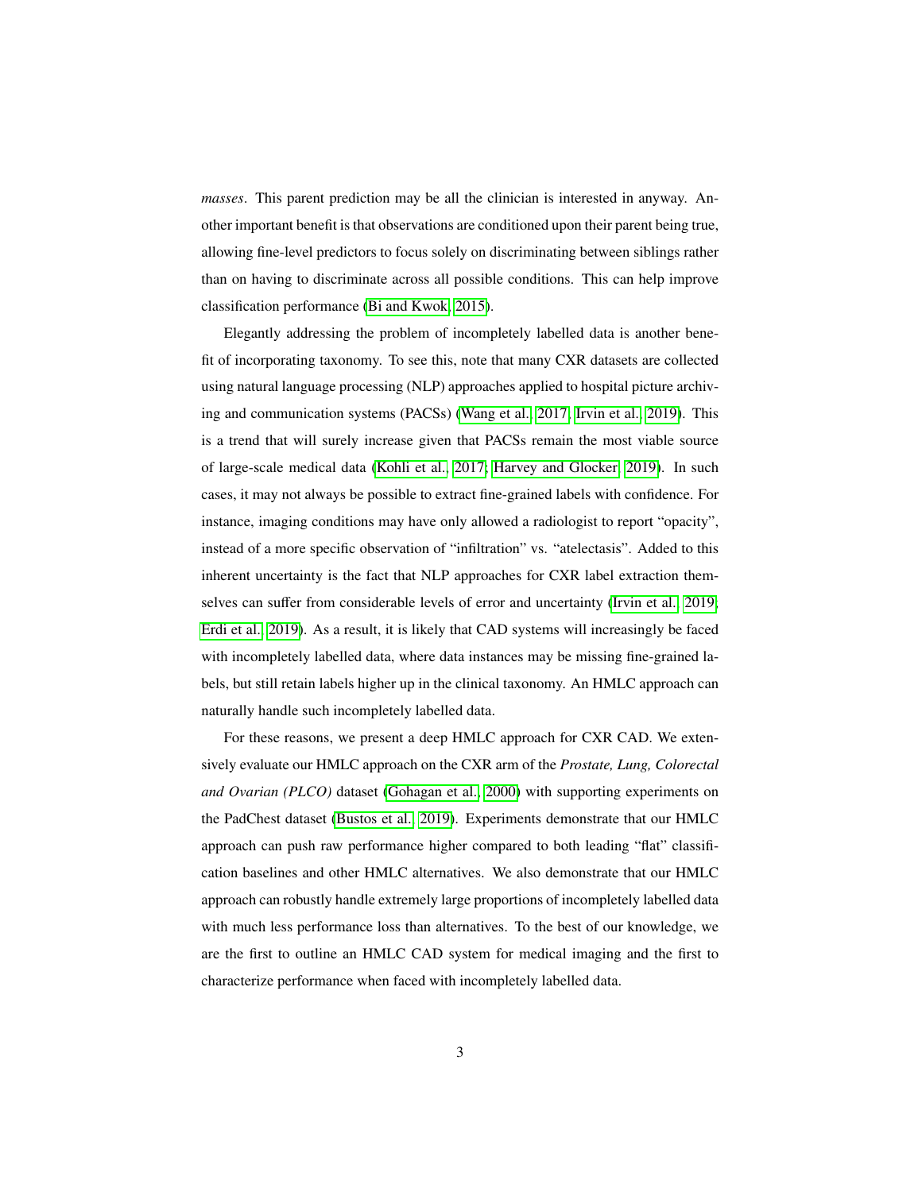*masses*. This parent prediction may be all the clinician is interested in anyway. Another important benefit is that observations are conditioned upon their parent being true, allowing fine-level predictors to focus solely on discriminating between siblings rather than on having to discriminate across all possible conditions. This can help improve classification performance (Bi and Kwok, 2015).

Elegantly addressing the problem of incompletely labelled data is another benefit of incorporating taxonomy. To see this, note that many CXR datasets are collected using natural language processing (NLP) approaches applied to hospital picture archiving and communication systems (PACSs) (Wang et al., 2017; Irvin et al., 2019). This is a trend that will surely increase given that PACSs remain the most viable source of large-scale medical data (Kohli et al., 2017; Harvey and Glocker, 2019). In such cases, it may not always be possible to extract fine-grained labels with confidence. For instance, imaging conditions may have only allowed a radiologist to report "opacity", instead of a more specific observation of "infiltration" vs. "atelectasis". Added to this inherent uncertainty is the fact that NLP approaches for CXR label extraction themselves can suffer from considerable levels of error and uncertainty (Irvin et al., 2019; Erdi et al., 2019). As a result, it is likely that CAD systems will increasingly be faced with incompletely labelled data, where data instances may be missing fine-grained labels, but still retain labels higher up in the clinical taxonomy. An HMLC approach can naturally handle such incompletely labelled data.

For these reasons, we present a deep HMLC approach for CXR CAD. We extensively evaluate our HMLC approach on the CXR arm of the *Prostate, Lung, Colorectal and Ovarian (PLCO)* dataset (Gohagan et al., 2000) with supporting experiments on the PadChest dataset (Bustos et al., 2019). Experiments demonstrate that our HMLC approach can push raw performance higher compared to both leading "flat" classification baselines and other HMLC alternatives. We also demonstrate that our HMLC approach can robustly handle extremely large proportions of incompletely labelled data with much less performance loss than alternatives. To the best of our knowledge, we are the first to outline an HMLC CAD system for medical imaging and the first to characterize performance when faced with incompletely labelled data.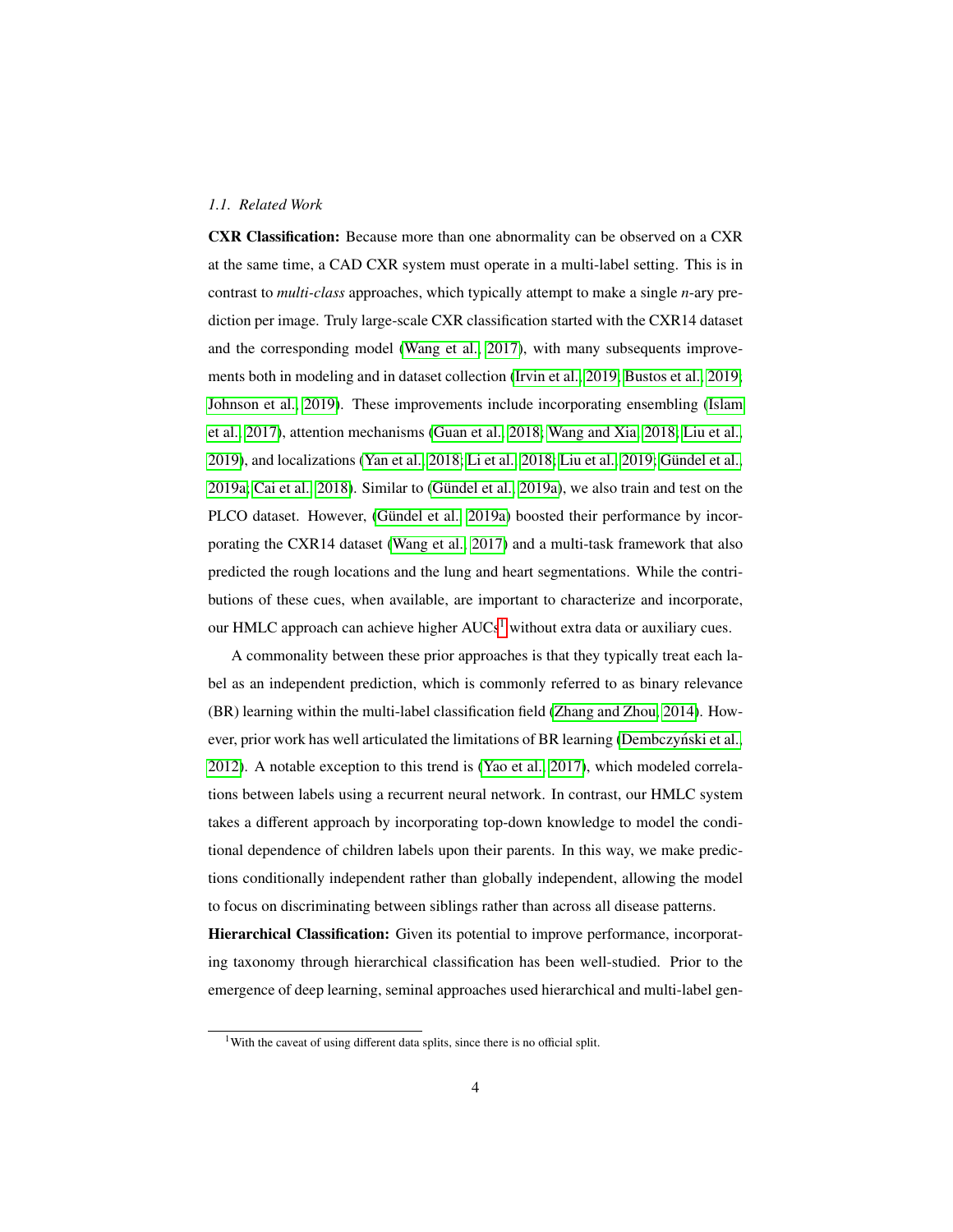### *1.1. Related Work*

**CXR Classification:** Because more than one abnormality can be observed on a CXR at the same time, a CAD CXR system must operate in a multi-label setting. This is in contrast to *multi-class* approaches, which typically attempt to make a single *n*-ary prediction per image. Truly large-scale CXR classification started with the CXR14 dataset and the corresponding model (Wang et al., 2017), with many subsequent improvements both in modeling and in dataset collection (Irvin et al., 2019; Bustos et al., 2019; Johnson et al., 2019). These improvements include incorporating ensembling (Islam et al., 2017), attention mechanisms (Guan et al., 2018; Wang and Xia, 2018; Liu et al., 2019), and localizations (Yan et al., 2018; Li et al., 2018; Liu et al., 2019; Gündel et al., 2019a; Cai et al., 2018). Similar to (Gündel et al., 2019a), we also train and test on the PLCO dataset. However, (Gündel et al., 2019a) boosted their performance by incorporating the CXR14 dataset (Wang et al., 2017) and a multi-task framework that also predicted the rough locations and the lung and heart segmentations. While the contributions of these cues, when available, are important to characterize and incorporate, our HMLC approach can achieve higher AUCs[1] without extra data or auxiliary cues.

A commonality between these prior approaches is that they typically treat each label as an independent prediction, which is commonly referred to as binary relevance (BR) learning within the multi-label classification field (Zhang and Zhou, 2014). However, prior work has well articulated the limitations of BR learning (Dembczyński et al., 2012). A notable exception to this trend is (Yao et al., 2017), which modeled correlations between labels using a recurrent neural network. In contrast, our HMLC system takes a different approach by incorporating top-down knowledge to model the conditional dependence of children labels upon their parents. In this way, we make predictions conditionally independent rather than globally independent, allowing the model to focus on discriminating between siblings rather than across all disease patterns.

**Hierarchical Classification:** Given its potential to improve performance, incorporating taxonomy through hierarchical classification has been well-studied. Prior to the emergence of deep learning, seminal approaches used hierarchical and multi-label gen-

[1] With the caveat of using different data splits, since there is no official split.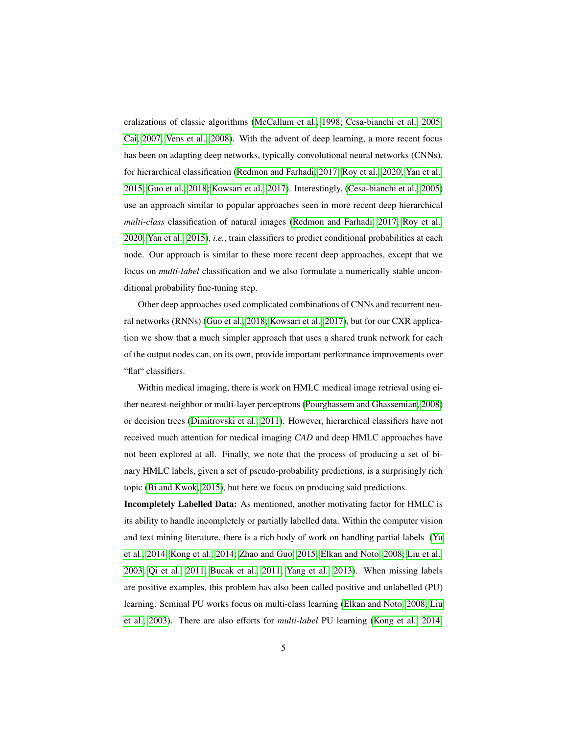eralizations of classic algorithms (McCallum et al., 1998; Cesa-bianchi et al., 2005; Cai, 2007; Vens et al., 2008). With the advent of deep learning, a more recent focus has been on adapting deep networks, typically convolutional neural networks (CNNs), for hierarchical classification (Redmon and Farhadi, 2017; Roy et al., 2020; Yan et al., 2015; Guo et al., 2018; Kowsari et al., 2017). Interestingly, (Cesa-bianchi et al., 2005) use an approach similar to popular approaches seen in more recent deep hierarchical *multi-class* classification of natural images (Redmon and Farhadi, 2017; Roy et al., 2020; Yan et al., 2015), *i.e.*, train classifiers to predict conditional probabilities at each node. Our approach is similar to these more recent deep approaches, except that we focus on *multi-label* classification and we also formulate a numerically stable unconditional probability fine-tuning step.

Other deep approaches used complicated combinations of CNNs and recurrent neural networks (RNNs) (Guo et al., 2018; Kowsari et al., 2017), but for our CXR application we show that a much simpler approach that uses a shared trunk network for each of the output nodes can, on its own, provide important performance improvements over "flat" classifiers.

Within medical imaging, there is work on HMLC medical image retrieval using either nearest-neighbor or multi-layer perceptrons (Pourghassem and Ghassemian, 2008) or decision trees (Dimitrovski et al., 2011). However, hierarchical classifiers have not received much attention for medical imaging *CAD* and deep HMLC approaches have not been explored at all. Finally, we note that the process of producing a set of binary HMLC labels, given a set of pseudo-probability predictions, is a surprisingly rich topic (Bi and Kwok, 2015), but here we focus on producing said predictions.

**Incompletely Labelled Data:** As mentioned, another motivating factor for HMLC is its ability to handle incompletely or partially labelled data. Within the computer vision and text mining literature, there is a rich body of work on handling partial labels (Yu et al., 2014; Kong et al., 2014; Zhao and Guo, 2015; Elkan and Noto, 2008; Liu et al., 2003; Qi et al., 2011; Bucak et al., 2011; Yang et al., 2013). When missing labels are positive examples, this problem has also been called positive and unlabelled (PU) learning. Seminal PU works focus on multi-class learning (Elkan and Noto, 2008; Liu et al., 2003). There are also efforts for *multi-label* PU learning (Kong et al., 2014;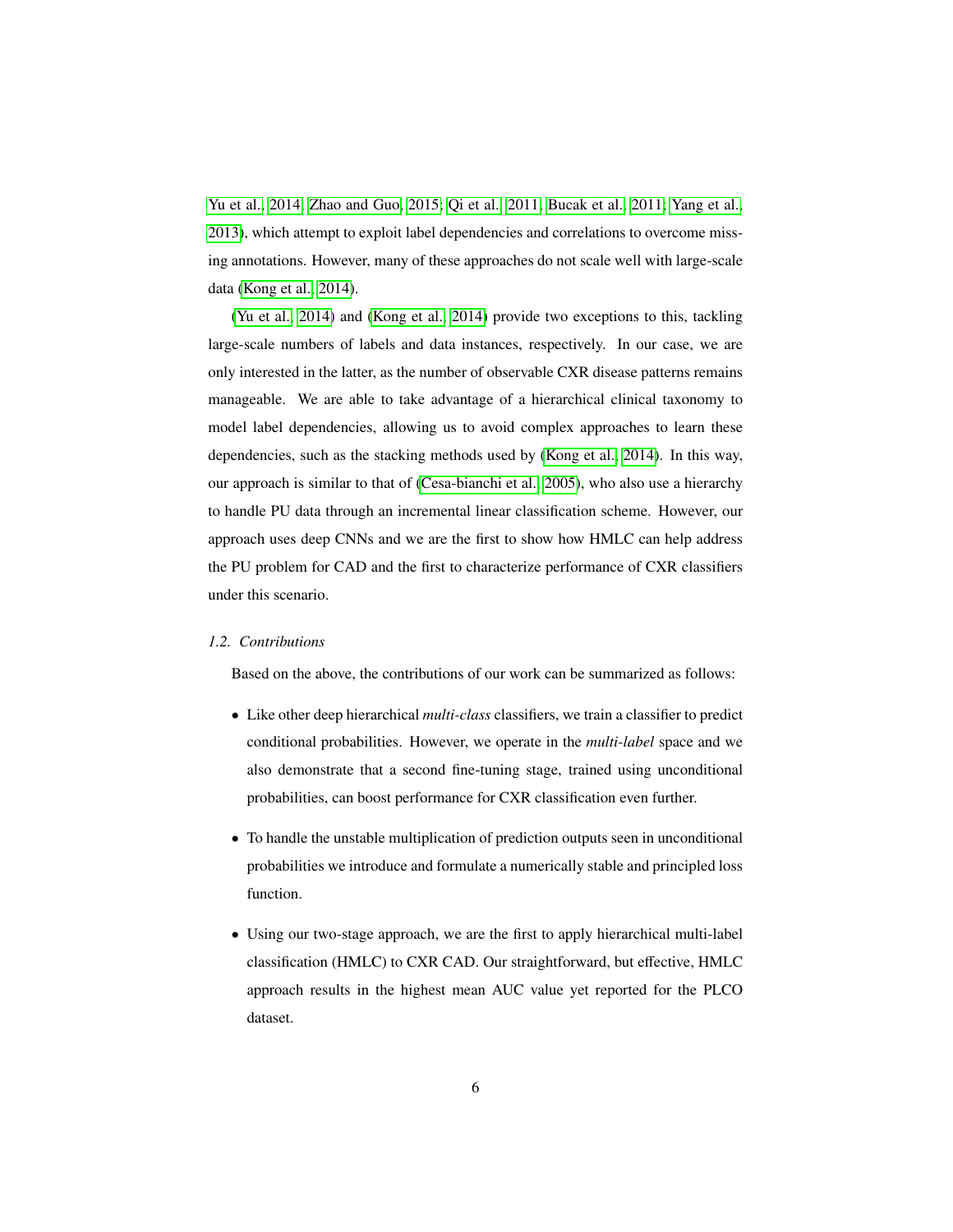Yu et al., 2014; Zhao and Guo, 2015; Qi et al., 2011; Bucak et al., 2011; Yang et al., 2013), which attempt to exploit label dependencies and correlations to overcome missing annotations. However, many of these approaches do not scale well with large-scale data (Kong et al., 2014).

(Yu et al., 2014) and (Kong et al., 2014) provide two exceptions to this, tackling large-scale numbers of labels and data instances, respectively. In our case, we are only interested in the latter, as the number of observable CXR disease patterns remains manageable. We are able to take advantage of a hierarchical clinical taxonomy to model label dependencies, allowing us to avoid complex approaches to learn these dependencies, such as the stacking methods used by (Kong et al., 2014). In this way, our approach is similar to that of (Cesa-bianchi et al., 2005), who also use a hierarchy to handle PU data through an incremental linear classification scheme. However, our approach uses deep CNNs and we are the first to show how HMLC can help address the PU problem for CAD and the first to characterize performance of CXR classifiers under this scenario.

### *1.2. Contributions*

Based on the above, the contributions of our work can be summarized as follows:

- Like other deep hierarchical *multi-class* classifiers, we train a classifier to predict conditional probabilities. However, we operate in the *multi-label* space and we also demonstrate that a second fine-tuning stage, trained using unconditional probabilities, can boost performance for CXR classification even further.
- To handle the unstable multiplication of prediction outputs seen in unconditional probabilities we introduce and formulate a numerically stable and principled loss function.
- Using our two-stage approach, we are the first to apply hierarchical multi-label classification (HMLC) to CXR CAD. Our straightforward, but effective, HMLC approach results in the highest mean AUC value yet reported for the PLCO dataset.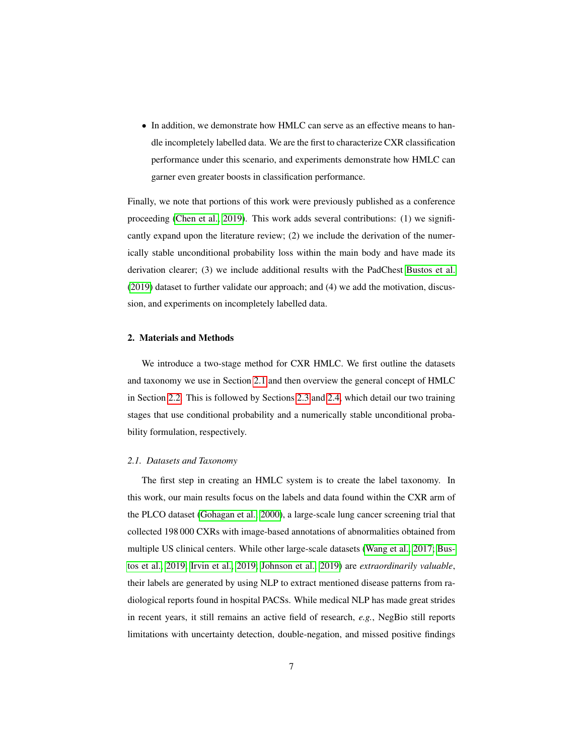- In addition, we demonstrate how HMLC can serve as an effective means to handle incompletely labelled data. We are the first to characterize CXR classification performance under this scenario, and experiments demonstrate how HMLC can garner even greater boosts in classification performance.

Finally, we note that portions of this work were previously published as a conference proceeding (Chen et al., 2019). This work adds several contributions: (1) we significantly expand upon the literature review; (2) we include the derivation of the numerically stable unconditional probability loss within the main body and have made its derivation clearer; (3) we include additional results with the PadChest Bustos et al. (2019) dataset to further validate our approach; and (4) we add the motivation, discussion, and experiments on incompletely labelled data.

## 2. Materials and Methods

We introduce a two-stage method for CXR HMLC. We first outline the datasets and taxonomy we use in Section 2.1 and then overview the general concept of HMLC in Section 2.2. This is followed by Sections 2.3 and 2.4, which detail our two training stages that use conditional probability and a numerically stable unconditional probability formulation, respectively.

### *2.1. Datasets and Taxonomy*

The first step in creating an HMLC system is to create the label taxonomy. In this work, our main results focus on the labels and data found within the CXR arm of the PLCO dataset (Gohagan et al., 2000), a large-scale lung cancer screening trial that collected 198 000 CXRs with image-based annotations of abnormalities obtained from multiple US clinical centers. While other large-scale datasets (Wang et al., 2017; Bustos et al., 2019; Irvin et al., 2019; Johnson et al., 2019) are *extraordinarily valuable*, their labels are generated by using NLP to extract mentioned disease patterns from radiological reports found in hospital PACSs. While medical NLP has made great strides in recent years, it still remains an active field of research, *e.g.*, NegBio still reports limitations with uncertainty detection, double-negation, and missed positive findings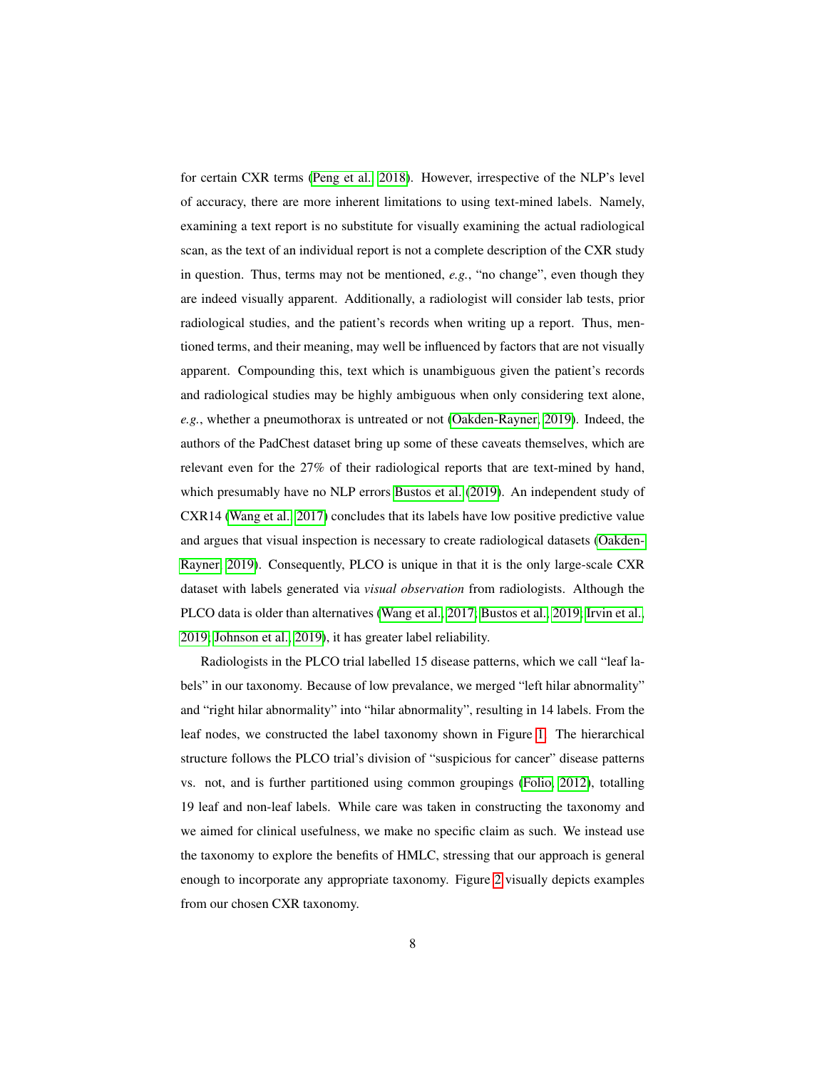for certain CXR terms (Peng et al., 2018). However, irrespective of the NLP's level of accuracy, there are more inherent limitations to using text-mined labels. Namely, examining a text report is no substitute for visually examining the actual radiological scan, as the text of an individual report is not a complete description of the CXR study in question. Thus, terms may not be mentioned, *e.g.*, "no change", even though they are indeed visually apparent. Additionally, a radiologist will consider lab tests, prior radiological studies, and the patient's records when writing up a report. Thus, mentioned terms, and their meaning, may well be influenced by factors that are not visually apparent. Compounding this, text which is unambiguous given the patient's records and radiological studies may be highly ambiguous when only considering text alone, *e.g.*, whether a pneumothorax is untreated or not (Oakden-Rayner, 2019). Indeed, the authors of the PadChest dataset bring up some of these caveats themselves, which are relevant even for the 27% of their radiological reports that are text-mined by hand, which presumably have no NLP errors Bustos et al. (2019). An independent study of CXR14 (Wang et al., 2017) concludes that its labels have low positive predictive value and argues that visual inspection is necessary to create radiological datasets (Oakden-Rayner, 2019). Consequently, PLCO is unique in that it is the only large-scale CXR dataset with labels generated via *visual observation* from radiologists. Although the PLCO data is older than alternatives (Wang et al., 2017; Bustos et al., 2019; Irvin et al., 2019; Johnson et al., 2019), it has greater label reliability.

Radiologists in the PLCO trial labelled 15 disease patterns, which we call "leaf labels" in our taxonomy. Because of low prevalance, we merged "left hilar abnormality" and "right hilar abnormality" into "hilar abnormality", resulting in 14 labels. From the leaf nodes, we constructed the label taxonomy shown in Figure 1. The hierarchical structure follows the PLCO trial's division of "suspicious for cancer" disease patterns vs. not, and is further partitioned using common groupings (Folio, 2012), totalling 19 leaf and non-leaf labels. While care was taken in constructing the taxonomy and we aimed for clinical usefulness, we make no specific claim as such. We instead use the taxonomy to explore the benefits of HMLC, stressing that our approach is general enough to incorporate any appropriate taxonomy. Figure 2 visually depicts examples from our chosen CXR taxonomy.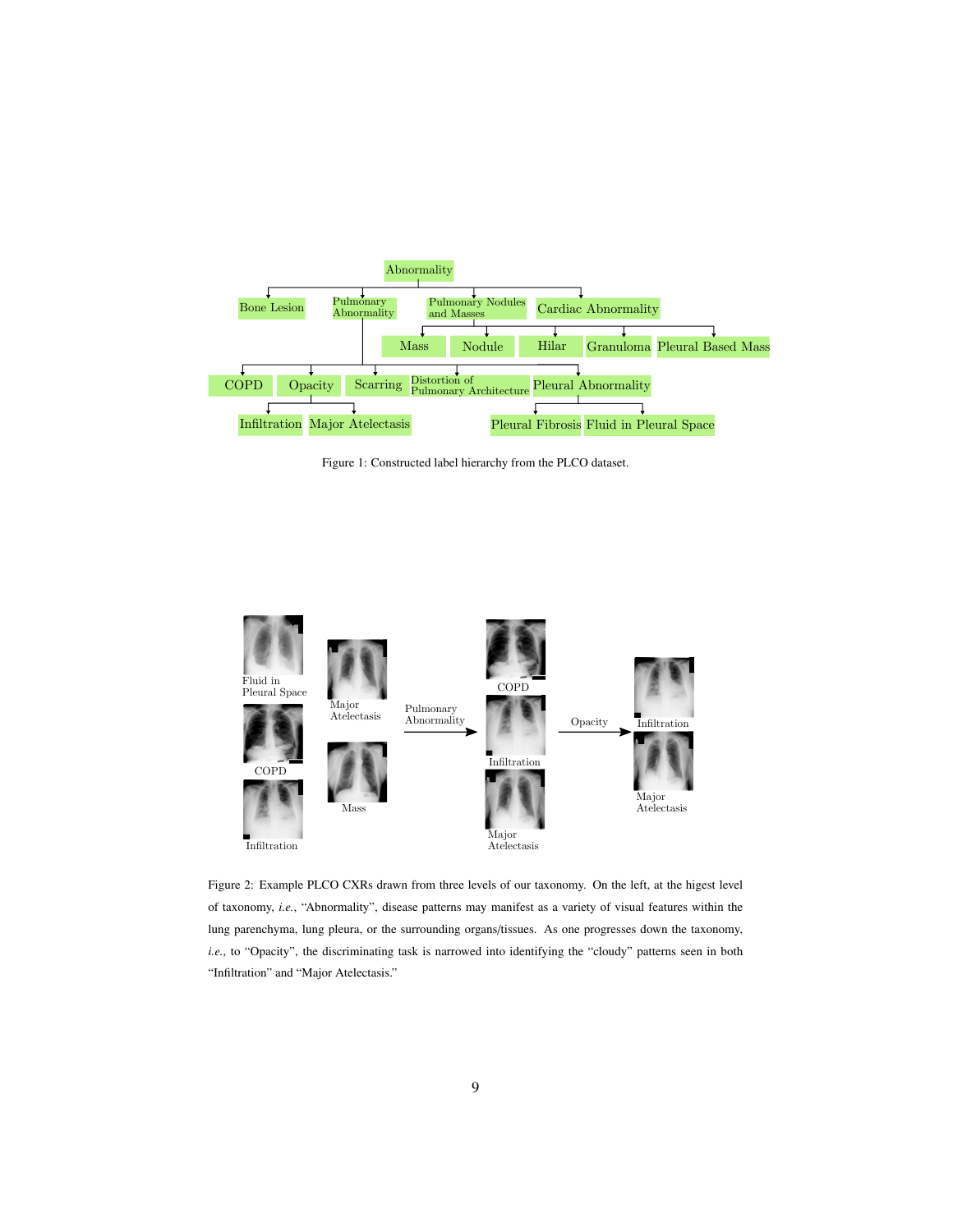Figure 1: Constructed label hierarchy from the PLCO dataset.

Figure 2: Example PLCO CXRs drawn from three levels of our taxonomy. On the left, at the higest level of taxonomy, *i.e.*, "Abnormality", disease patterns may manifest as a variety of visual features within the lung parenchyma, lung pleura, or the surrounding organs/tissues. As one progresses down the taxonomy, *i.e.*, to "Opacity", the discriminating task is narrowed into identifying the "cloudy" patterns seen in both "Infiltration" and "Major Atelectasis."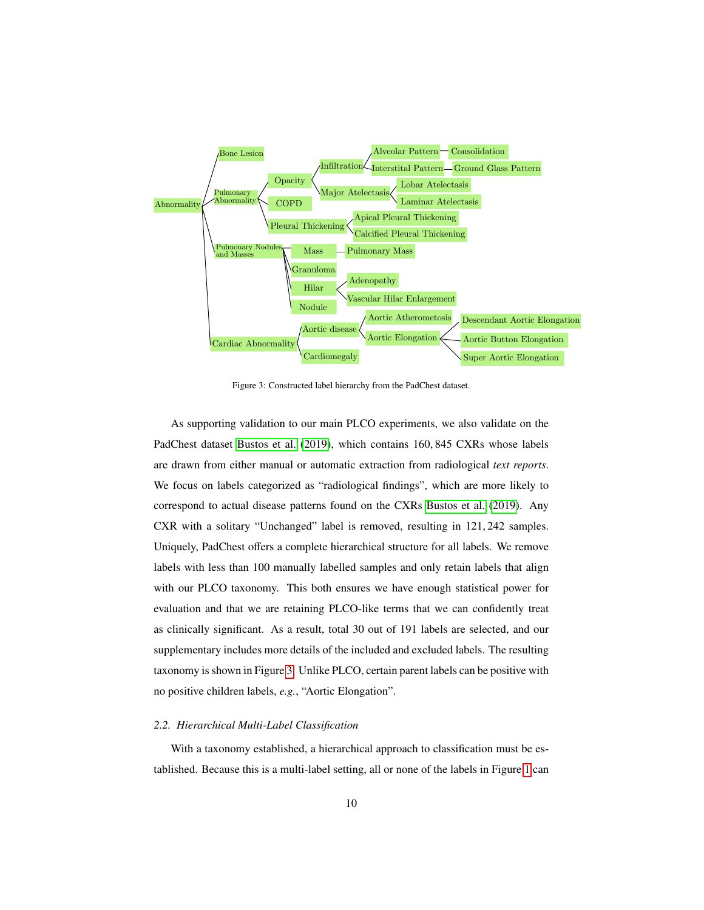Figure 3: Constructed label hierarchy from the PadChest dataset.

As supporting validation to our main PLCO experiments, we also validate on the PadChest dataset Bustos et al. (2019), which contains 160,845 CXRs whose labels are drawn from either manual or automatic extraction from radiological *text reports*. We focus on labels categorized as "radiological findings", which are more likely to correspond to actual disease patterns found on the CXRs Bustos et al. (2019). Any CXR with a solitary "Unchanged" label is removed, resulting in 121,242 samples. Uniquely, PadChest offers a complete hierarchical structure for all labels. We remove labels with less than 100 manually labelled samples and only retain labels that align with our PLCO taxonomy. This both ensures we have enough statistical power for evaluation and that we are retaining PLCO-like terms that we can confidently treat as clinically significant. As a result, total 30 out of 191 labels are selected, and our supplementary includes more details of the included and excluded labels. The resulting taxonomy is shown in Figure 3. Unlike PLCO, certain parent labels can be positive with no positive children labels, *e.g.*, "Aortic Elongation".

### 2.2. Hierarchical Multi-Label Classification

With a taxonomy established, a hierarchical approach to classification must be established. Because this is a multi-label setting, all or none of the labels in Figure 1 can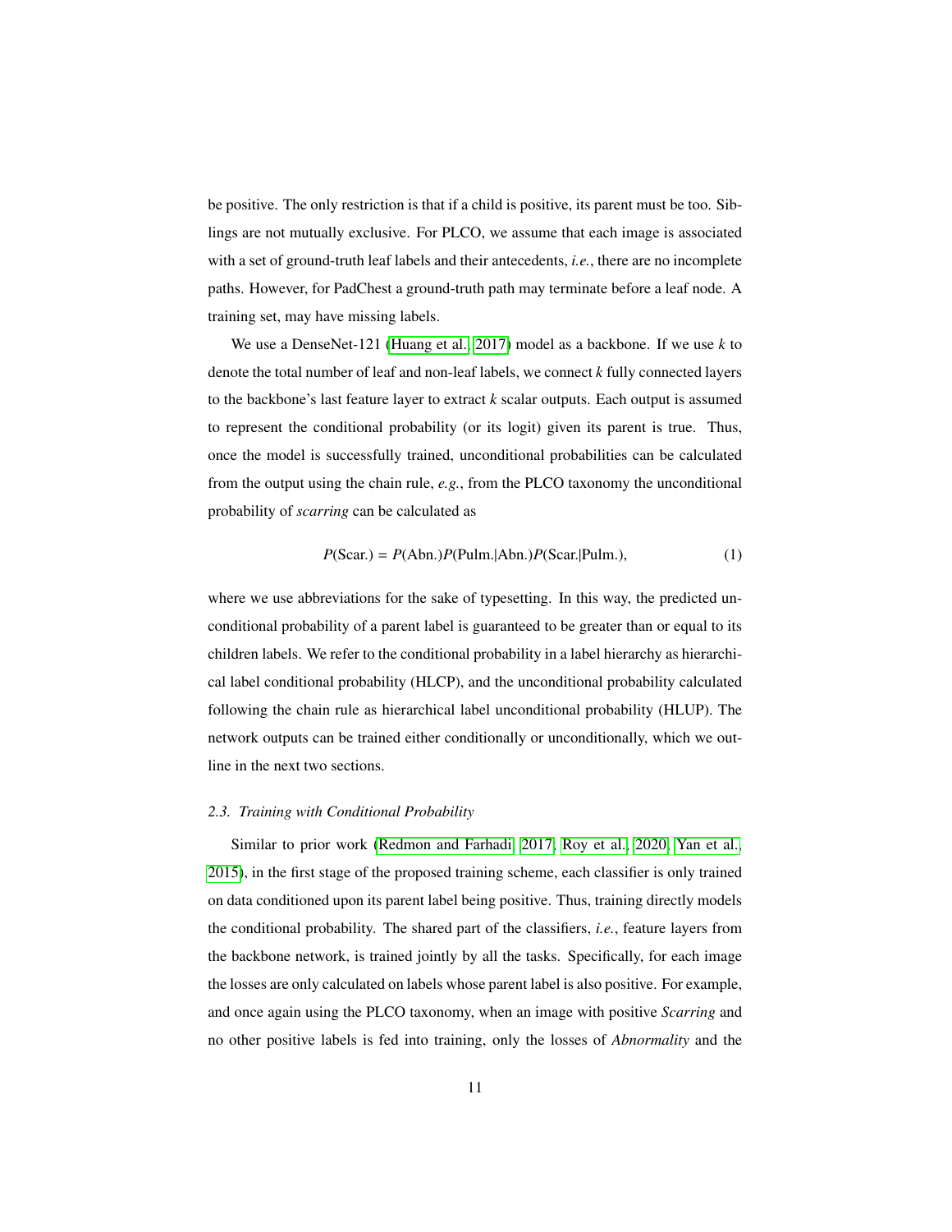be positive. The only restriction is that if a child is positive, its parent must be too. Siblings are not mutually exclusive. For PLCO, we assume that each image is associated with a set of ground-truth leaf labels and their antecedents, *i.e.*, there are no incomplete paths. However, for PadChest a ground-truth path may terminate before a leaf node. A training set, may have missing labels.

We use a DenseNet-121 (Huang et al., 2017) model as a backbone. If we use $k$ to denote the total number of leaf and non-leaf labels, we connect $k$ fully connected layers to the backbone's last feature layer to extract $k$ scalar outputs. Each output is assumed to represent the conditional probability (or its logit) given its parent is true. Thus, once the model is successfully trained, unconditional probabilities can be calculated from the output using the chain rule, *e.g.*, from the PLCO taxonomy the unconditional probability of *scarring* can be calculated as

$$P(\text{Scar.}) = P(\text{Abn.})P(\text{Pulm.}|\text{Abn.})P(\text{Scar.}|\text{Pulm.}), \tag{1}$$

where we use abbreviations for the sake of typesetting. In this way, the predicted unconditional probability of a parent label is guaranteed to be greater than or equal to its children labels. We refer to the conditional probability in a label hierarchy as hierarchical label conditional probability (HLCP), and the unconditional probability calculated following the chain rule as hierarchical label unconditional probability (HLUP). The network outputs can be trained either conditionally or unconditionally, which we outline in the next two sections.

### *2.3. Training with Conditional Probability*

Similar to prior work (Redmon and Farhadi, 2017; Roy et al., 2020; Yan et al., 2015), in the first stage of the proposed training scheme, each classifier is only trained on data conditioned upon its parent label being positive. Thus, training directly models the conditional probability. The shared part of the classifiers, *i.e.*, feature layers from the backbone network, is trained jointly by all the tasks. Specifically, for each image the losses are only calculated on labels whose parent label is also positive. For example, and once again using the PLCO taxonomy, when an image with positive *Scarring* and no other positive labels is fed into training, only the losses of *Abnormality* and the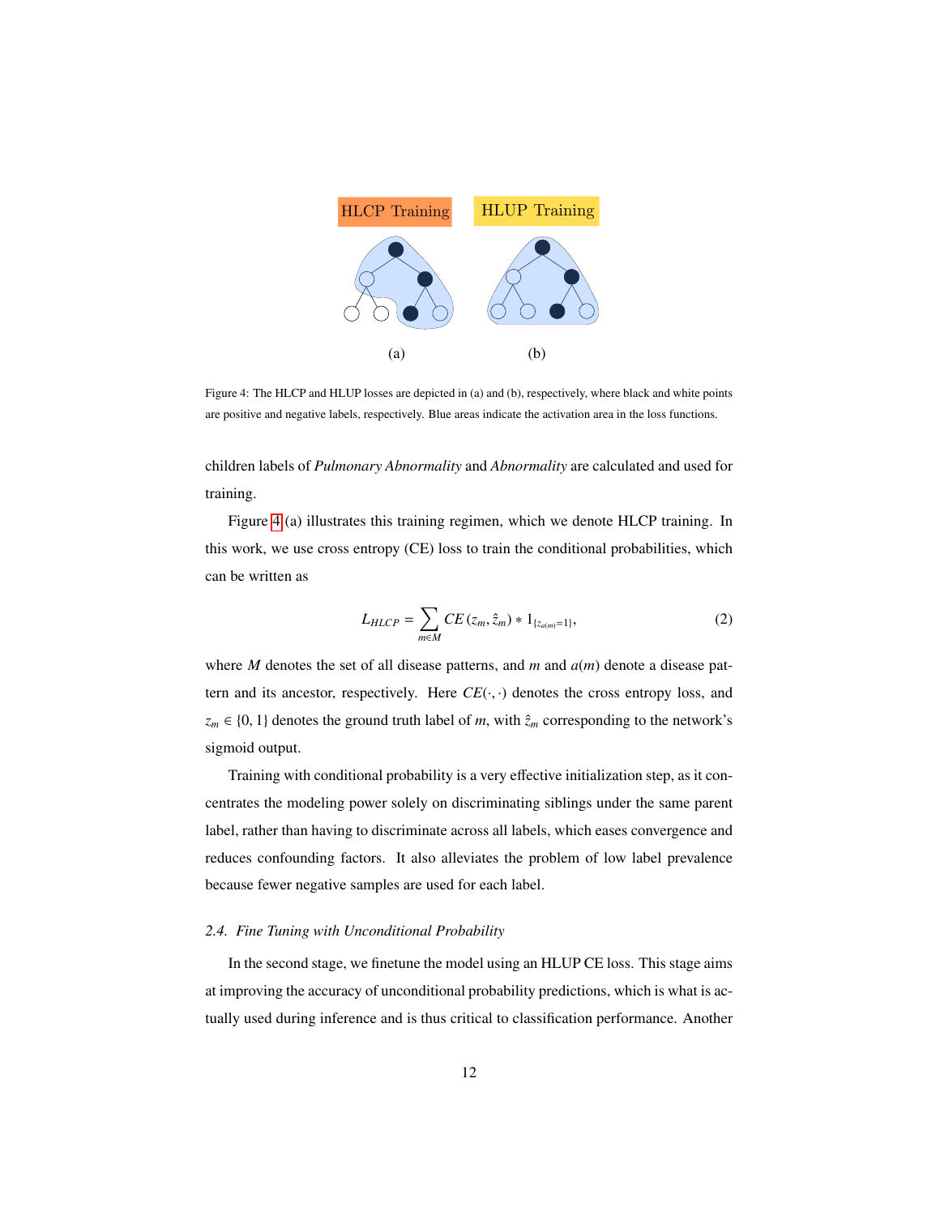HLCP Training HLUP Training

(a) (b)

Figure 4: The HLCP and HLUP losses are depicted in (a) and (b), respectively, where black and white points are positive and negative labels, respectively. Blue areas indicate the activation area in the loss functions.

children labels of *Pulmonary Abnormality* and *Abnormality* are calculated and used for training.

Figure 4 (a) illustrates this training regimen, which we denote HLCP training. In this work, we use cross entropy (CE) loss to train the conditional probabilities, which can be written as

$$L_{HLCP} = \sum_{m \in M} CE\left(z_m, \hat{z}_m\right) * \mathbb{1}_{\{z_{a(m)}=1\}}, \tag{2}$$

where $M$ denotes the set of all disease patterns, and $m$ and $a(m)$ denote a disease pattern and its ancestor, respectively. Here $CE(\cdot, \cdot)$ denotes the cross entropy loss, and $z_m \in \{0, 1\}$ denotes the ground truth label of $m$, with $\hat{z}_m$ corresponding to the network's sigmoid output.

Training with conditional probability is a very effective initialization step, as it concentrates the modeling power solely on discriminating siblings under the same parent label, rather than having to discriminate across all labels, which eases convergence and reduces confounding factors. It also alleviates the problem of low label prevalence because fewer negative samples are used for each label.

### *2.4. Fine Tuning with Unconditional Probability*

In the second stage, we finetune the model using an HLUP CE loss. This stage aims at improving the accuracy of unconditional probability predictions, which is what is actually used during inference and is thus critical to classification performance. Another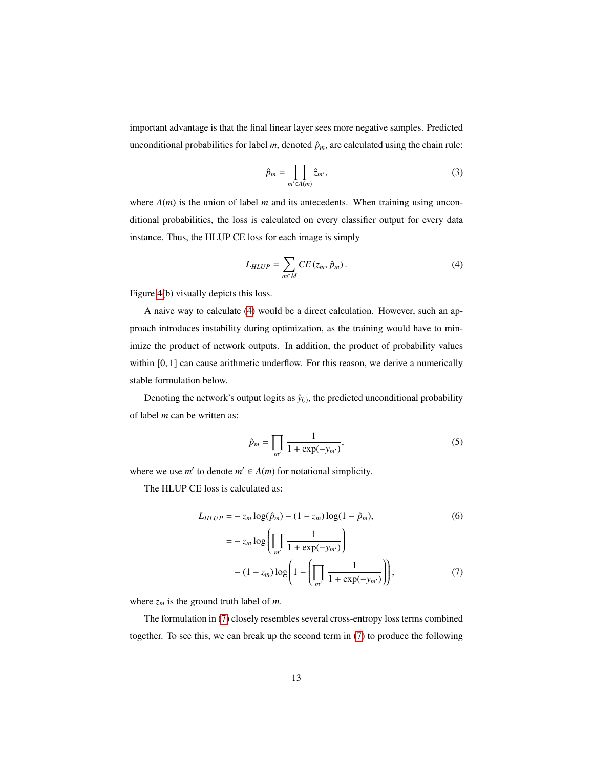important advantage is that the final linear layer sees more negative samples. Predicted unconditional probabilities for label $m$, denoted $\hat{p}_m$, are calculated using the chain rule:

$$\hat{p}_m = \prod_{m' \in A(m)} \hat{z}_{m'}, \tag{3}$$

where $A(m)$ is the union of label $m$ and its antecedents. When training using unconditional probabilities, the loss is calculated on every classifier output for every data instance. Thus, the HLUP CE loss for each image is simply

$$L_{HLUP} = \sum_{m \in M} CE\left(z_m, \hat{p}_m\right). \tag{4}$$

Figure 4(b) visually depicts this loss.

A naive way to calculate (4) would be a direct calculation. However, such an approach introduces instability during optimization, as the training would have to minimize the product of network outputs. In addition, the product of probability values within [0, 1] can cause arithmetic underflow. For this reason, we derive a numerically stable formulation below.

Denoting the network's output logits as $\hat{y}_{(.)}$, the predicted unconditional probability of label $m$ can be written as:

$$\hat{p}_m = \prod_{m'} \frac{1}{1 + \exp(-y_{m'})}, \tag{5}$$

where we use $m'$ to denote $m' \in A(m)$ for notational simplicity.

The HLUP CE loss is calculated as:

$$L_{HLUP} = -z_m \log(\hat{p}_m) - (1 - z_m)\log(1 - \hat{p}_m), \tag{6}$$

$$= -z_m \log\left(\prod_{m'} \frac{1}{1 + \exp(-y_{m'})}\right) - (1 - z_m)\log\left(1 - \left(\prod_{m'} \frac{1}{1 + \exp(-y_{m'})}\right)\right), \tag{7}$$

where $z_m$ is the ground truth label of $m$.

The formulation in (7) closely resembles several cross-entropy loss terms combined together. To see this, we can break up the second term in (7) to produce the following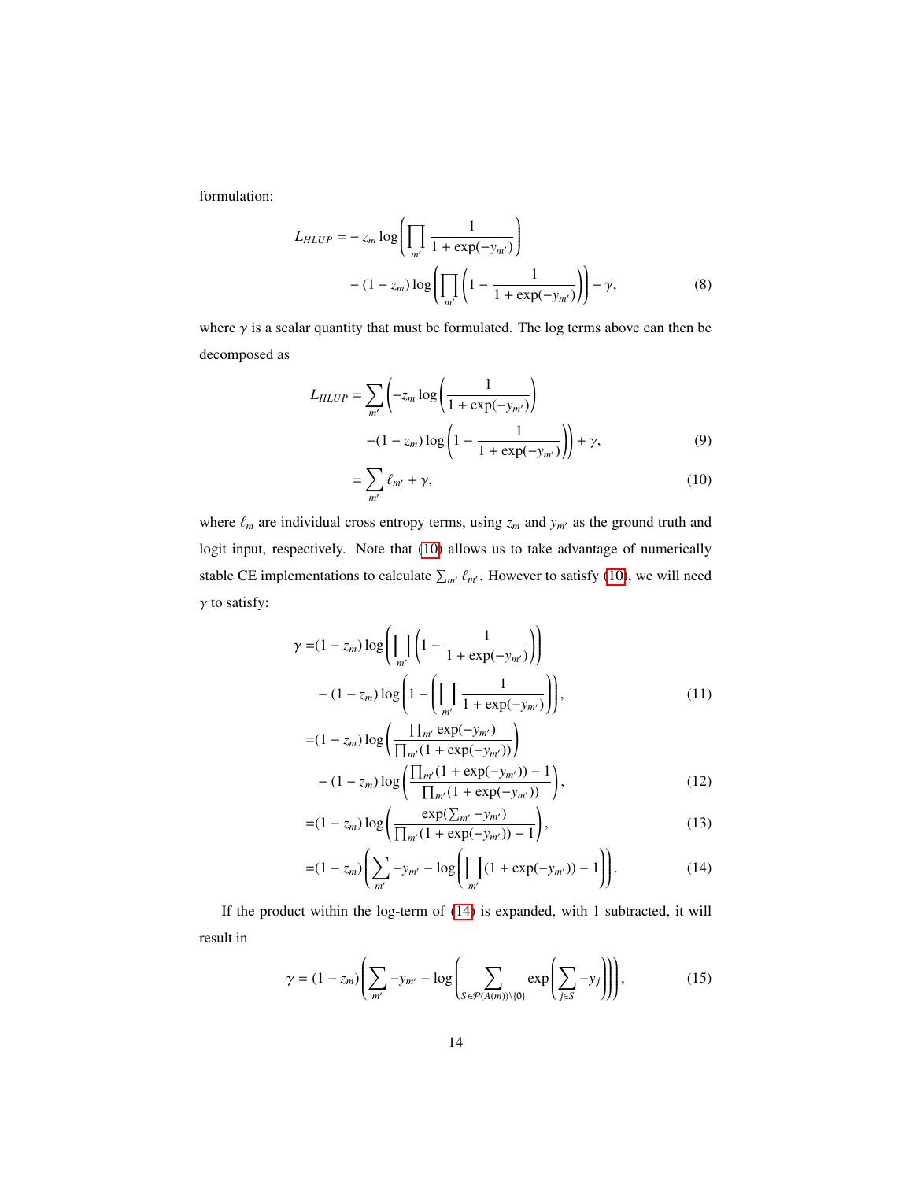formulation:

$$L_{HLUP} = -z_m \log\left(\prod_{m'} \frac{1}{1+\exp(-y_{m'})}\right) - (1-z_m)\log\left(\prod_{m'}\left(1 - \frac{1}{1+\exp(-y_{m'})}\right)\right) + \gamma, \tag{8}$$

where $\gamma$ is a scalar quantity that must be formulated. The log terms above can then be decomposed as

$$L_{HLUP} = \sum_{m'}\left(-z_m \log\left(\frac{1}{1+\exp(-y_{m'})}\right) - (1-z_m)\log\left(1 - \frac{1}{1+\exp(-y_{m'})}\right)\right) + \gamma, \tag{9}$$

$$= \sum_{m'} \ell_{m'} + \gamma, \tag{10}$$

where $\ell_m$ are individual cross entropy terms, using $z_m$ and $y_{m'}$ as the ground truth and logit input, respectively. Note that (10) allows us to take advantage of numerically stable CE implementations to calculate $\sum_{m'} \ell_{m'}$. However to satisfy (10), we will need $\gamma$ to satisfy:

$$\gamma = (1-z_m)\log\left(\prod_{m'}\left(1 - \frac{1}{1+\exp(-y_{m'})}\right)\right) - (1-z_m)\log\left(1 - \left(\prod_{m'} \frac{1}{1+\exp(-y_{m'})}\right)\right), \tag{11}$$

$$= (1-z_m)\log\left(\frac{\prod_{m'}\exp(-y_{m'})}{\prod_{m'}(1+\exp(-y_{m'}))}\right) - (1-z_m)\log\left(\frac{\prod_{m'}(1+\exp(-y_{m'})) - 1}{\prod_{m'}(1+\exp(-y_{m'}))}\right), \tag{12}$$

$$= (1-z_m)\log\left(\frac{\exp(\sum_{m'} -y_{m'})}{\prod_{m'}(1+\exp(-y_{m'})) - 1}\right), \tag{13}$$

$$= (1-z_m)\left(\sum_{m'} -y_{m'} - \log\left(\prod_{m'}(1+\exp(-y_{m'})) - 1\right)\right). \tag{14}$$

If the product within the log-term of (14) is expanded, with 1 subtracted, it will result in

$$\gamma = (1-z_m)\left(\sum_{m'} -y_{m'} - \log\left(\sum_{S \in \mathcal{P}(A(m))\setminus\{\emptyset\}} \exp\left(\sum_{j \in S} -y_j\right)\right)\right), \tag{15}$$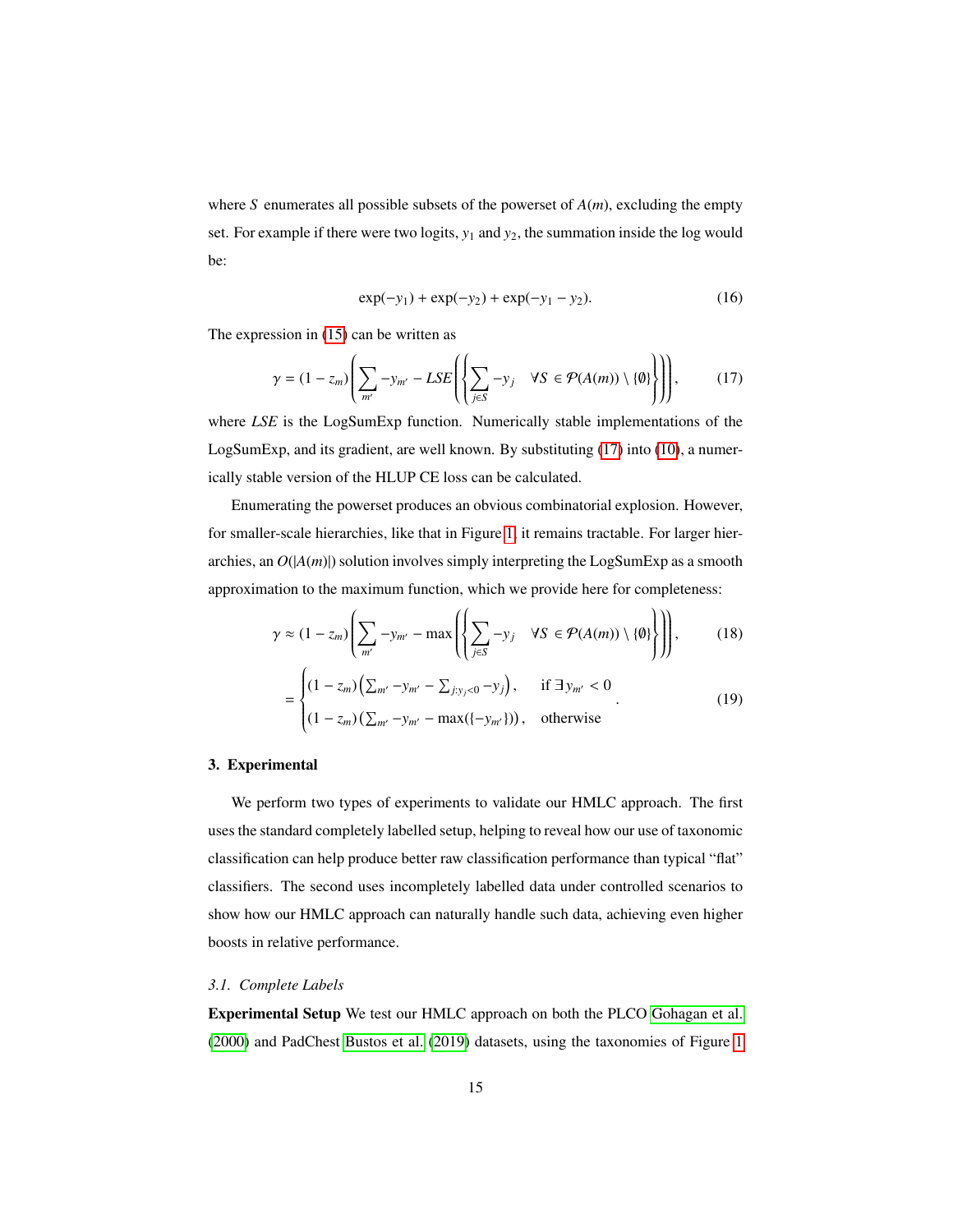where $S$ enumerates all possible subsets of the powerset of $A(m)$, excluding the empty set. For example if there were two logits, $y_1$ and $y_2$, the summation inside the log would be:

$$\exp(-y_1) + \exp(-y_2) + \exp(-y_1 - y_2). \tag{16}$$

The expression in (15) can be written as

$$\gamma = (1 - z_m)\left(\sum_{m'} -y_{m'} - LSE\left(\left\{\sum_{j \in S} -y_j \quad \forall S \in \mathcal{P}(A(m)) \setminus \{\emptyset\}\right\}\right)\right), \tag{17}$$

where $LSE$ is the LogSumExp function. Numerically stable implementations of the LogSumExp, and its gradient, are well known. By substituting (17) into (10), a numerically stable version of the HLUP CE loss can be calculated.

Enumerating the powerset produces an obvious combinatorial explosion. However, for smaller-scale hierarchies, like that in Figure 1, it remains tractable. For larger hierarchies, an $O(|A(m)|)$ solution involves simply interpreting the LogSumExp as a smooth approximation to the maximum function, which we provide here for completeness:

$$\gamma \approx (1 - z_m)\left(\sum_{m'} -y_{m'} - \max\left(\left\{\sum_{j \in S} -y_j \quad \forall S \in \mathcal{P}(A(m)) \setminus \{\emptyset\}\right\}\right)\right), \tag{18}$$

$$= \begin{cases} (1 - z_m)\left(\sum_{m'} -y_{m'} - \sum_{j: y_j < 0} -y_j\right), & \text{if } \exists\, y_{m'} < 0 \\ (1 - z_m)\left(\sum_{m'} -y_{m'} - \max(\{-y_{m'}\})\right), & \text{otherwise} \end{cases}. \tag{19}$$

## 3. Experimental

We perform two types of experiments to validate our HMLC approach. The first uses the standard completely labelled setup, helping to reveal how our use of taxonomic classification can help produce better raw classification performance than typical "flat" classifiers. The second uses incompletely labelled data under controlled scenarios to show how our HMLC approach can naturally handle such data, achieving even higher boosts in relative performance.

### *3.1. Complete Labels*

**Experimental Setup** We test our HMLC approach on both the PLCO Gohagan et al. (2000) and PadChest Bustos et al. (2019) datasets, using the taxonomies of Figure 1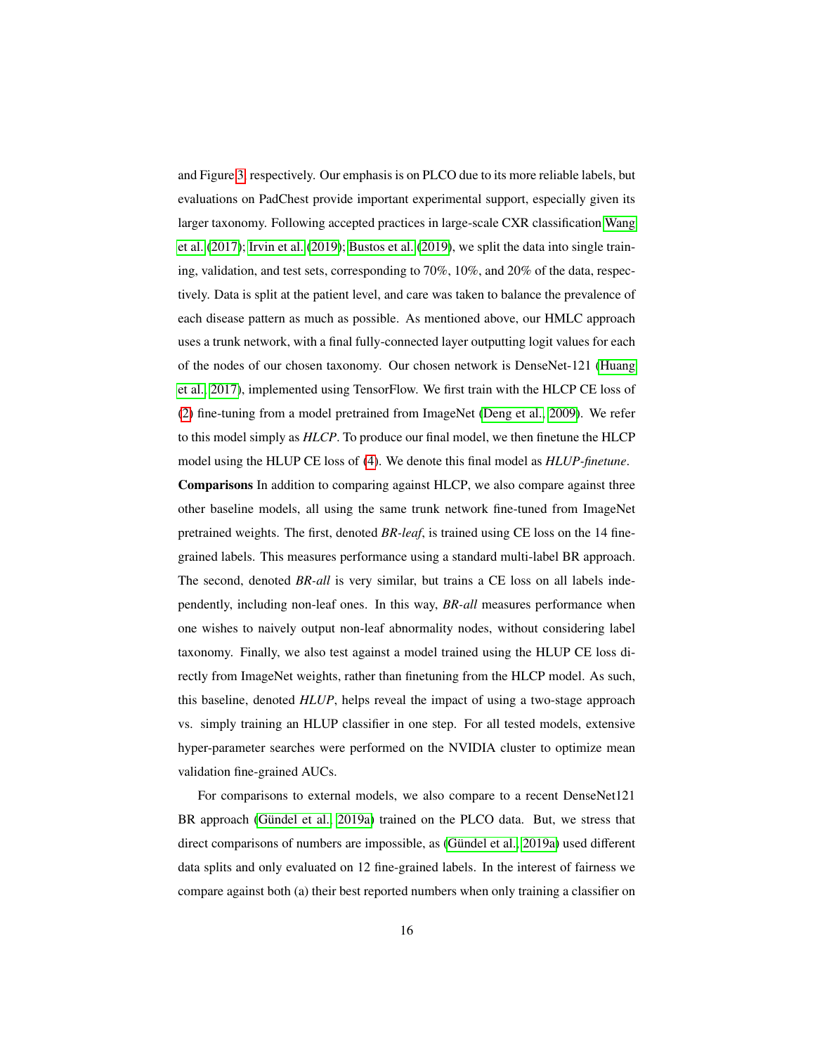and Figure 3, respectively. Our emphasis is on PLCO due to its more reliable labels, but evaluations on PadChest provide important experimental support, especially given its larger taxonomy. Following accepted practices in large-scale CXR classification Wang et al. (2017); Irvin et al. (2019); Bustos et al. (2019), we split the data into single training, validation, and test sets, corresponding to 70%, 10%, and 20% of the data, respectively. Data is split at the patient level, and care was taken to balance the prevalence of each disease pattern as much as possible. As mentioned above, our HMLC approach uses a trunk network, with a final fully-connected layer outputting logit values for each of the nodes of our chosen taxonomy. Our chosen network is DenseNet-121 (Huang et al., 2017), implemented using TensorFlow. We first train with the HLCP CE loss of (2) fine-tuning from a model pretrained from ImageNet (Deng et al., 2009). We refer to this model simply as *HLCP*. To produce our final model, we then finetune the HLCP model using the HLUP CE loss of (4). We denote this final model as *HLUP-finetune*.

**Comparisons** In addition to comparing against HLCP, we also compare against three other baseline models, all using the same trunk network fine-tuned from ImageNet pretrained weights. The first, denoted *BR-leaf*, is trained using CE loss on the 14 fine-grained labels. This measures performance using a standard multi-label BR approach. The second, denoted *BR-all* is very similar, but trains a CE loss on all labels independently, including non-leaf ones. In this way, *BR-all* measures performance when one wishes to naively output non-leaf abnormality nodes, without considering label taxonomy. Finally, we also test against a model trained using the HLUP CE loss directly from ImageNet weights, rather than finetuning from the HLCP model. As such, this baseline, denoted *HLUP*, helps reveal the impact of using a two-stage approach vs. simply training an HLUP classifier in one step. For all tested models, extensive hyper-parameter searches were performed on the NVIDIA cluster to optimize mean validation fine-grained AUCs.

For comparisons to external models, we also compare to a recent DenseNet121 BR approach (Gündel et al., 2019a) trained on the PLCO data. But, we stress that direct comparisons of numbers are impossible, as (Gündel et al., 2019a) used different data splits and only evaluated on 12 fine-grained labels. In the interest of fairness we compare against both (a) their best reported numbers when only training a classifier on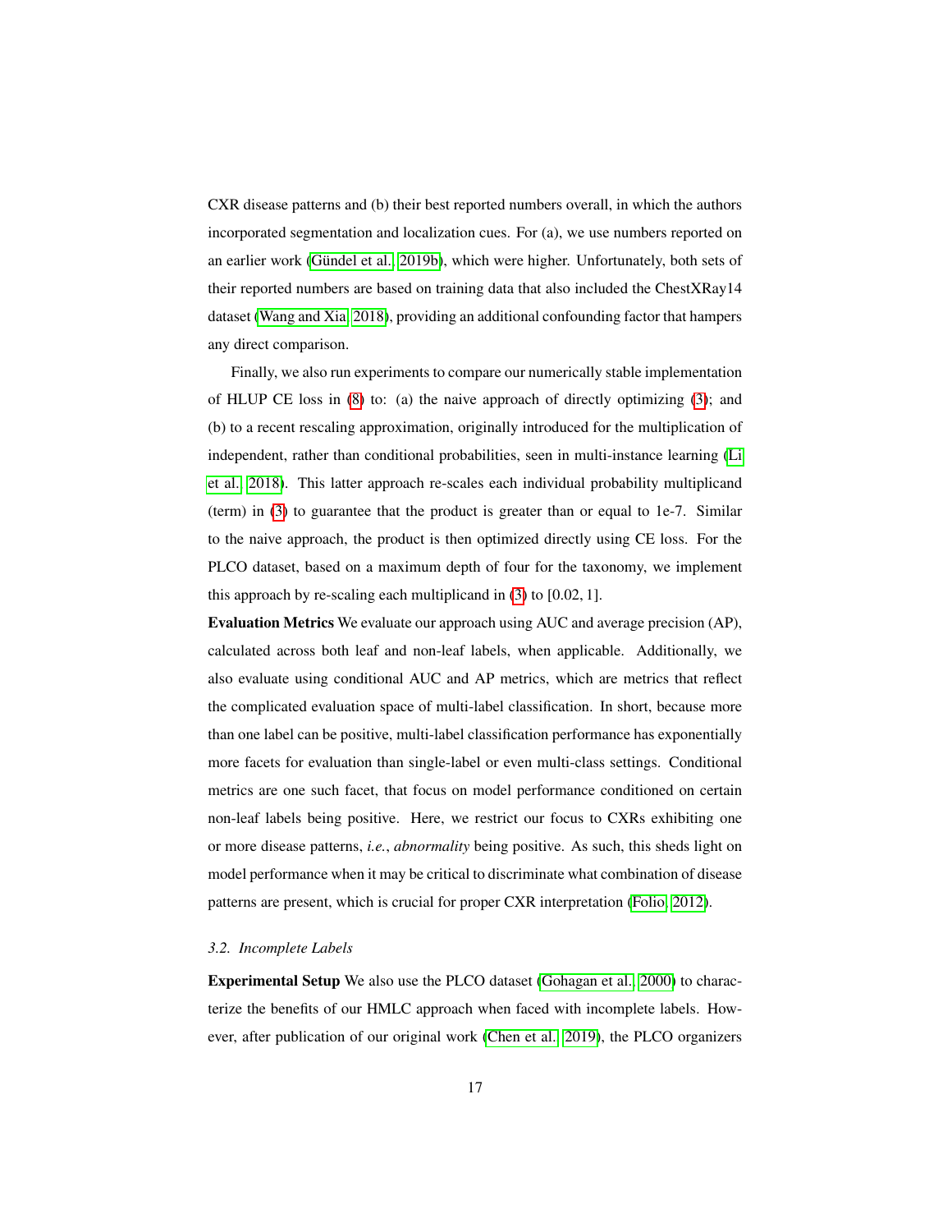CXR disease patterns and (b) their best reported numbers overall, in which the authors incorporated segmentation and localization cues. For (a), we use numbers reported on an earlier work (Gündel et al., 2019b), which were higher. Unfortunately, both sets of their reported numbers are based on training data that also included the ChestXRay14 dataset (Wang and Xia, 2018), providing an additional confounding factor that hampers any direct comparison.

Finally, we also run experiments to compare our numerically stable implementation of HLUP CE loss in (8) to: (a) the naive approach of directly optimizing (3); and (b) to a recent rescaling approximation, originally introduced for the multiplication of independent, rather than conditional probabilities, seen in multi-instance learning (Li et al., 2018). This latter approach re-scales each individual probability multiplicand (term) in (3) to guarantee that the product is greater than or equal to 1e-7. Similar to the naive approach, the product is then optimized directly using CE loss. For the PLCO dataset, based on a maximum depth of four for the taxonomy, we implement this approach by re-scaling each multiplicand in (3) to $[0.02, 1]$.

**Evaluation Metrics** We evaluate our approach using AUC and average precision (AP), calculated across both leaf and non-leaf labels, when applicable. Additionally, we also evaluate using conditional AUC and AP metrics, which are metrics that reflect the complicated evaluation space of multi-label classification. In short, because more than one label can be positive, multi-label classification performance has exponentially more facets for evaluation than single-label or even multi-class settings. Conditional metrics are one such facet, that focus on model performance conditioned on certain non-leaf labels being positive. Here, we restrict our focus to CXRs exhibiting one or more disease patterns, *i.e.*, *abnormality* being positive. As such, this sheds light on model performance when it may be critical to discriminate what combination of disease patterns are present, which is crucial for proper CXR interpretation (Folio, 2012).

### *3.2. Incomplete Labels*

**Experimental Setup** We also use the PLCO dataset (Gohagan et al., 2000) to characterize the benefits of our HMLC approach when faced with incomplete labels. However, after publication of our original work (Chen et al., 2019), the PLCO organizers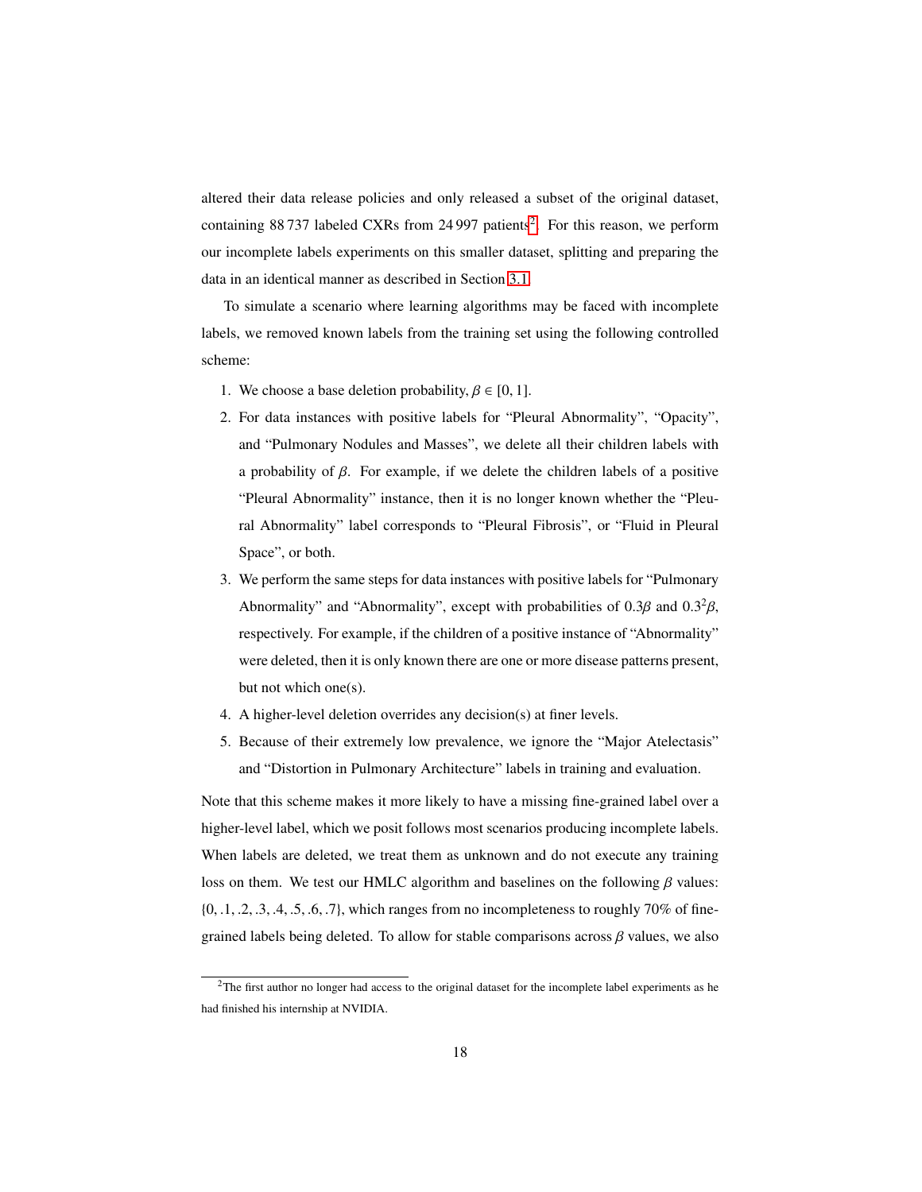altered their data release policies and only released a subset of the original dataset, containing 88 737 labeled CXRs from 24 997 patients[2]. For this reason, we perform our incomplete labels experiments on this smaller dataset, splitting and preparing the data in an identical manner as described in Section 3.1.

To simulate a scenario where learning algorithms may be faced with incomplete labels, we removed known labels from the training set using the following controlled scheme:

1. We choose a base deletion probability, $\beta \in [0, 1]$.
2. For data instances with positive labels for "Pleural Abnormality", "Opacity", and "Pulmonary Nodules and Masses", we delete all their children labels with a probability of $\beta$. For example, if we delete the children labels of a positive "Pleural Abnormality" instance, then it is no longer known whether the "Pleural Abnormality" label corresponds to "Pleural Fibrosis", or "Fluid in Pleural Space", or both.
3. We perform the same steps for data instances with positive labels for "Pulmonary Abnormality" and "Abnormality", except with probabilities of $0.3\beta$ and $0.3^2\beta$, respectively. For example, if the children of a positive instance of "Abnormality" were deleted, then it is only known there are one or more disease patterns present, but not which one(s).
4. A higher-level deletion overrides any decision(s) at finer levels.
5. Because of their extremely low prevalence, we ignore the "Major Atelectasis" and "Distortion in Pulmonary Architecture" labels in training and evaluation.

Note that this scheme makes it more likely to have a missing fine-grained label over a higher-level label, which we posit follows most scenarios producing incomplete labels. When labels are deleted, we treat them as unknown and do not execute any training loss on them. We test our HMLC algorithm and baselines on the following $\beta$ values: $\{0, .1, .2, .3, .4, .5, .6, .7\}$, which ranges from no incompleteness to roughly 70% of fine-grained labels being deleted. To allow for stable comparisons across $\beta$ values, we also

[2] The first author no longer had access to the original dataset for the incomplete label experiments as he had finished his internship at NVIDIA.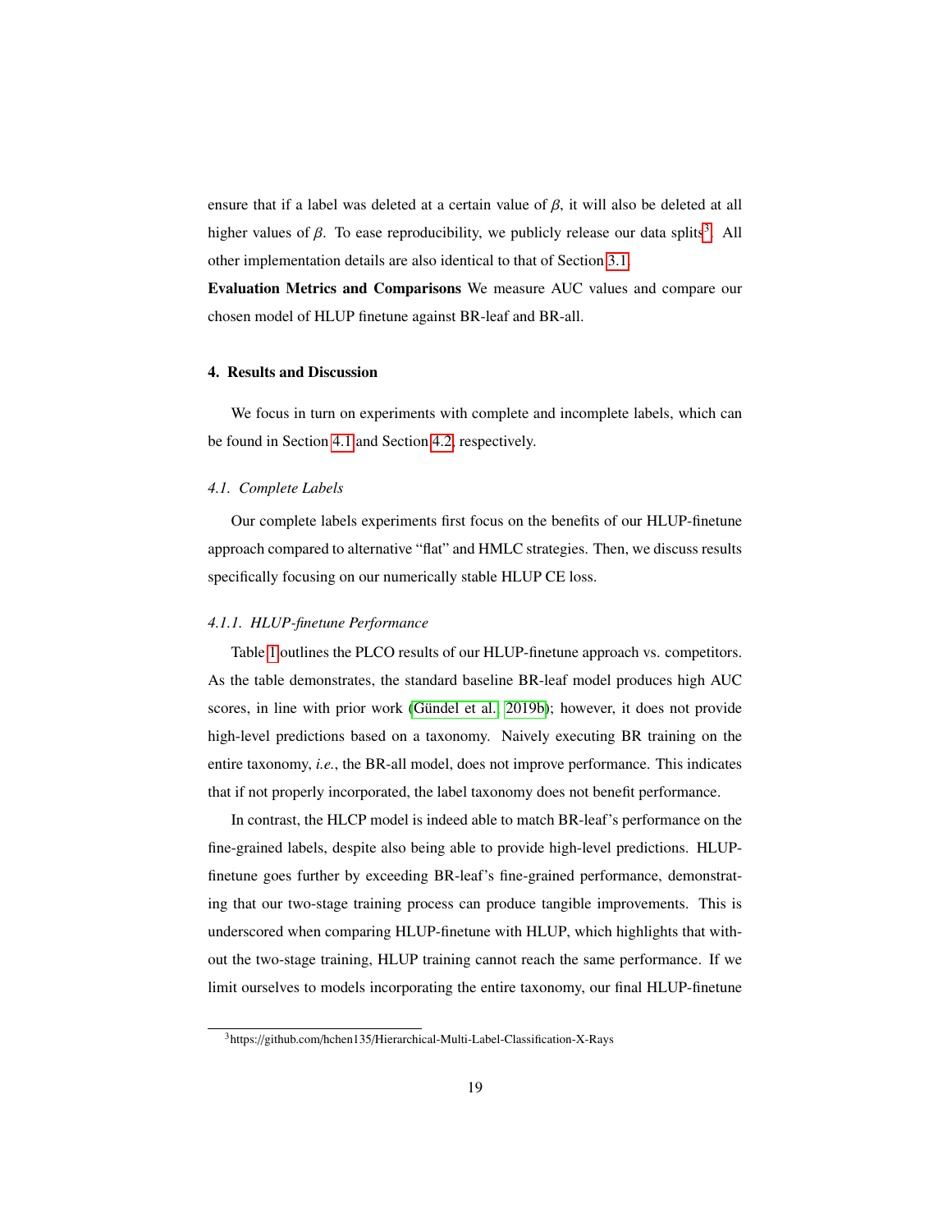ensure that if a label was deleted at a certain value of $\beta$, it will also be deleted at all higher values of $\beta$. To ease reproducibility, we publicly release our data splits[3]. All other implementation details are also identical to that of Section 3.1.

**Evaluation Metrics and Comparisons** We measure AUC values and compare our chosen model of HLUP finetune against BR-leaf and BR-all.

## 4. Results and Discussion

We focus in turn on experiments with complete and incomplete labels, which can be found in Section 4.1 and Section 4.2, respectively.

### *4.1. Complete Labels*

Our complete labels experiments first focus on the benefits of our HLUP-finetune approach compared to alternative "flat" and HMLC strategies. Then, we discuss results specifically focusing on our numerically stable HLUP CE loss.

#### *4.1.1. HLUP-finetune Performance*

Table 1 outlines the PLCO results of our HLUP-finetune approach vs. competitors. As the table demonstrates, the standard baseline BR-leaf model produces high AUC scores, in line with prior work (Gündel et al., 2019b); however, it does not provide high-level predictions based on a taxonomy. Naively executing BR training on the entire taxonomy, *i.e.*, the BR-all model, does not improve performance. This indicates that if not properly incorporated, the label taxonomy does not benefit performance.

In contrast, the HLCP model is indeed able to match BR-leaf's performance on the fine-grained labels, despite also being able to provide high-level predictions. HLUP-finetune goes further by exceeding BR-leaf's fine-grained performance, demonstrating that our two-stage training process can produce tangible improvements. This is underscored when comparing HLUP-finetune with HLUP, which highlights that without the two-stage training, HLUP training cannot reach the same performance. If we limit ourselves to models incorporating the entire taxonomy, our final HLUP-finetune

[3] https://github.com/hchen135/Hierarchical-Multi-Label-Classification-X-Rays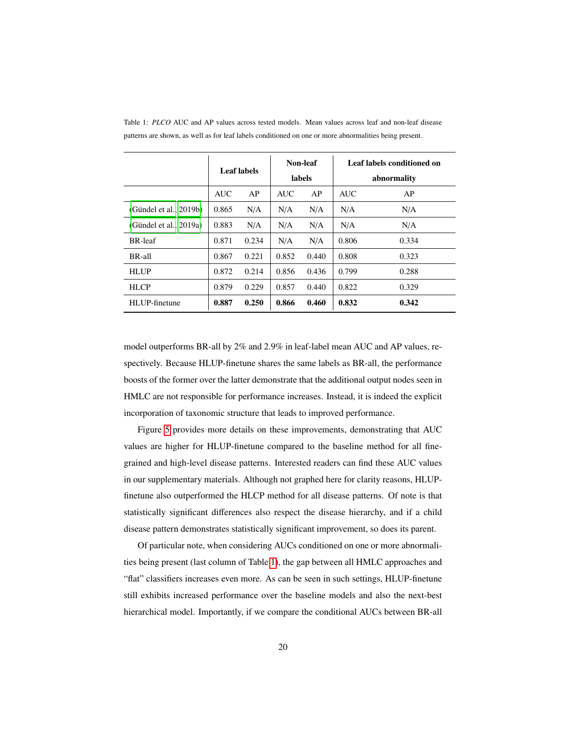Table 1: *PLCO* AUC and AP values across tested models. Mean values across leaf and non-leaf disease patterns are shown, as well as for leaf labels conditioned on one or more abnormalities being present.

| | **Leaf labels** | | **Non-leaf labels** | | **Leaf labels conditioned on abnormality** | |
|---|---|---|---|---|---|---|
| | AUC | AP | AUC | AP | AUC | AP |
| (Gündel et al., 2019b) | 0.865 | N/A | N/A | N/A | N/A | N/A |
| (Gündel et al., 2019a) | 0.883 | N/A | N/A | N/A | N/A | N/A |
| BR-leaf | 0.871 | 0.234 | N/A | N/A | 0.806 | 0.334 |
| BR-all | 0.867 | 0.221 | 0.852 | 0.440 | 0.808 | 0.323 |
| HLUP | 0.872 | 0.214 | 0.856 | 0.436 | 0.799 | 0.288 |
| HLCP | 0.879 | 0.229 | 0.857 | 0.440 | 0.822 | 0.329 |
| HLUP-finetune | **0.887** | **0.250** | **0.866** | **0.460** | **0.832** | **0.342** |

model outperforms BR-all by 2% and 2.9% in leaf-label mean AUC and AP values, respectively. Because HLUP-finetune shares the same labels as BR-all, the performance boosts of the former over the latter demonstrate that the additional output nodes seen in HMLC are not responsible for performance increases. Instead, it is indeed the explicit incorporation of taxonomic structure that leads to improved performance.

Figure 5 provides more details on these improvements, demonstrating that AUC values are higher for HLUP-finetune compared to the baseline method for all fine-grained and high-level disease patterns. Interested readers can find these AUC values in our supplementary materials. Although not graphed here for clarity reasons, HLUP-finetune also outperformed the HLCP method for all disease patterns. Of note is that statistically significant differences also respect the disease hierarchy, and if a child disease pattern demonstrates statistically significant improvement, so does its parent.

Of particular note, when considering AUCs conditioned on one or more abnormalities being present (last column of Table 1), the gap between all HMLC approaches and "flat" classifiers increases even more. As can be seen in such settings, HLUP-finetune still exhibits increased performance over the baseline models and also the next-best hierarchical model. Importantly, if we compare the conditional AUCs between BR-all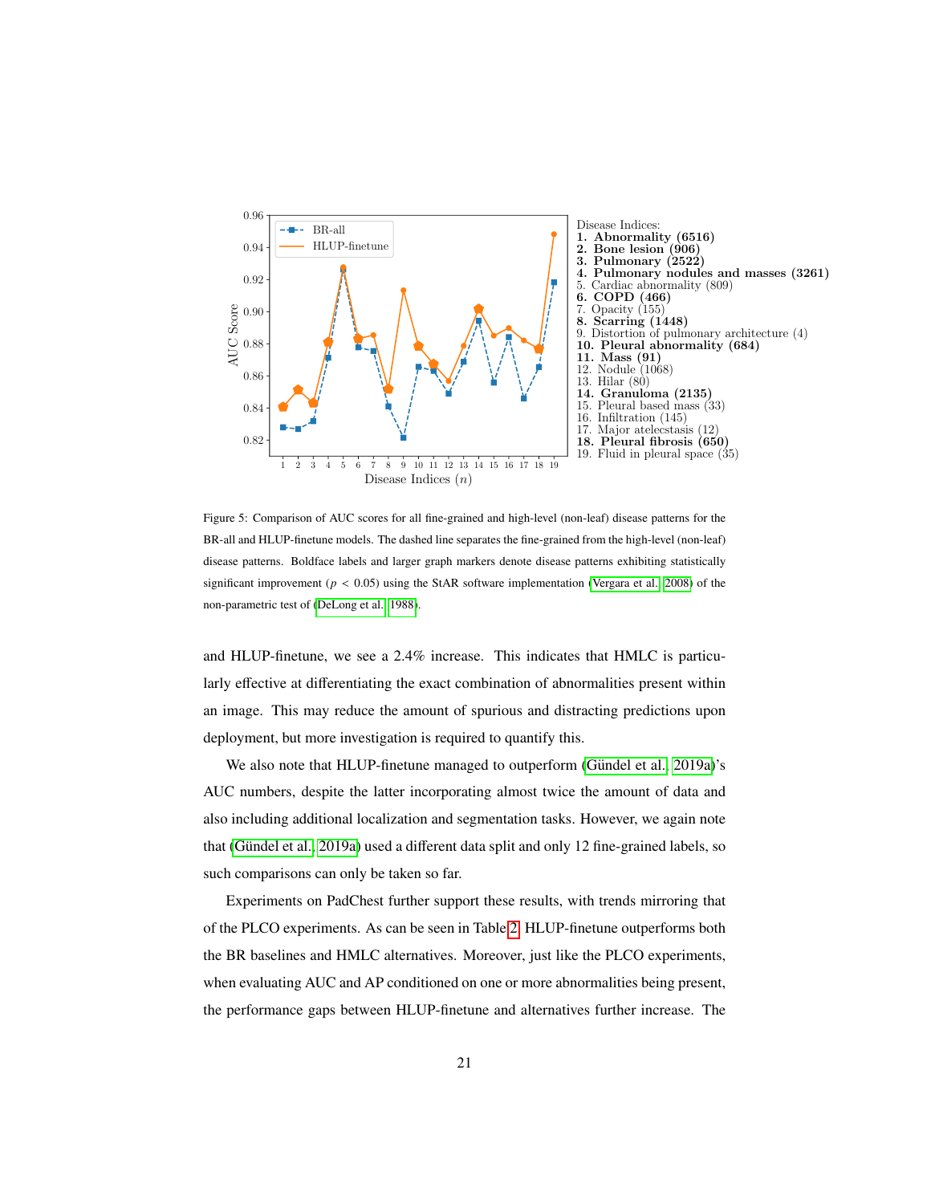Disease Indices:
**1. Abnormality (6516)**
**2. Bone lesion (906)**
**3. Pulmonary (2522)**
**4. Pulmonary nodules and masses (3261)**
5. Cardiac abnormality (809)
**6. COPD (466)**
7. Opacity (155)
**8. Scarring (1448)**
9. Distortion of pulmonary architecture (4)
**10. Pleural abnormality (684)**
**11. Mass (91)**
12. Nodule (1068)
13. Hilar (80)
**14. Granuloma (2135)**
15. Pleural based mass (33)
16. Infiltration (145)
17. Major atelecstasis (12)
**18. Pleural fibrosis (650)**
19. Fluid in pleural space (35)

Figure 5: Comparison of AUC scores for all fine-grained and high-level (non-leaf) disease patterns for the BR-all and HLUP-finetune models. The dashed line separates the fine-grained from the high-level (non-leaf) disease patterns. Boldface labels and larger graph markers denote disease patterns exhibiting statistically significant improvement ($p < 0.05$) using the StAR software implementation (Vergara et al., 2008) of the non-parametric test of (DeLong et al., 1988).

and HLUP-finetune, we see a 2.4% increase. This indicates that HMLC is particularly effective at differentiating the exact combination of abnormalities present within an image. This may reduce the amount of spurious and distracting predictions upon deployment, but more investigation is required to quantify this.

We also note that HLUP-finetune managed to outperform (Gündel et al., 2019a)'s AUC numbers, despite the latter incorporating almost twice the amount of data and also including additional localization and segmentation tasks. However, we again note that (Gündel et al., 2019a) used a different data split and only 12 fine-grained labels, so such comparisons can only be taken so far.

Experiments on PadChest further support these results, with trends mirroring that of the PLCO experiments. As can be seen in Table 2, HLUP-finetune outperforms both the BR baselines and HMLC alternatives. Moreover, just like the PLCO experiments, when evaluating AUC and AP conditioned on one or more abnormalities being present, the performance gaps between HLUP-finetune and alternatives further increase. The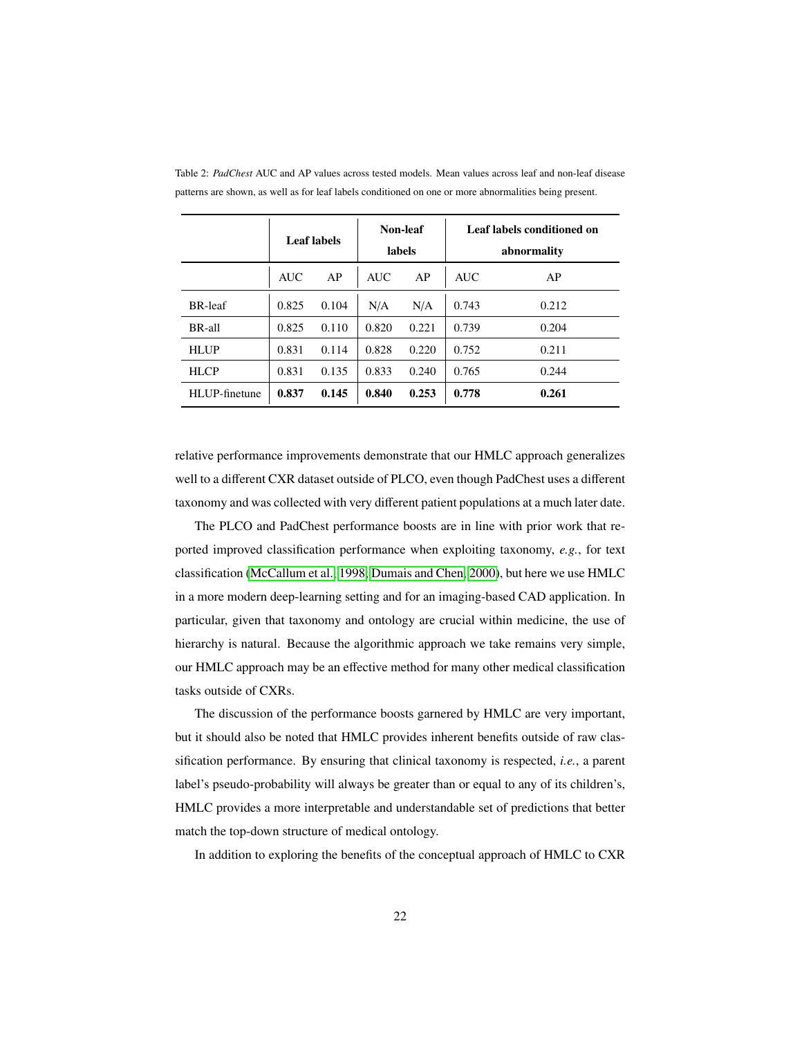Table 2: *PadChest* AUC and AP values across tested models. Mean values across leaf and non-leaf disease patterns are shown, as well as for leaf labels conditioned on one or more abnormalities being present.

| | **Leaf labels** | | **Non-leaf labels** | | **Leaf labels conditioned on abnormality** | |
|---|---|---|---|---|---|---|
| | AUC | AP | AUC | AP | AUC | AP |
| BR-leaf | 0.825 | 0.104 | N/A | N/A | 0.743 | 0.212 |
| BR-all | 0.825 | 0.110 | 0.820 | 0.221 | 0.739 | 0.204 |
| HLUP | 0.831 | 0.114 | 0.828 | 0.220 | 0.752 | 0.211 |
| HLCP | 0.831 | 0.135 | 0.833 | 0.240 | 0.765 | 0.244 |
| HLUP-finetune | **0.837** | **0.145** | **0.840** | **0.253** | **0.778** | **0.261** |

relative performance improvements demonstrate that our HMLC approach generalizes well to a different CXR dataset outside of PLCO, even though PadChest uses a different taxonomy and was collected with very different patient populations at a much later date.

The PLCO and PadChest performance boosts are in line with prior work that reported improved classification performance when exploiting taxonomy, *e.g.*, for text classification (McCallum et al., 1998; Dumais and Chen, 2000), but here we use HMLC in a more modern deep-learning setting and for an imaging-based CAD application. In particular, given that taxonomy and ontology are crucial within medicine, the use of hierarchy is natural. Because the algorithmic approach we take remains very simple, our HMLC approach may be an effective method for many other medical classification tasks outside of CXRs.

The discussion of the performance boosts garnered by HMLC are very important, but it should also be noted that HMLC provides inherent benefits outside of raw classification performance. By ensuring that clinical taxonomy is respected, *i.e.*, a parent label's pseudo-probability will always be greater than or equal to any of its children's, HMLC provides a more interpretable and understandable set of predictions that better match the top-down structure of medical ontology.

In addition to exploring the benefits of the conceptual approach of HMLC to CXR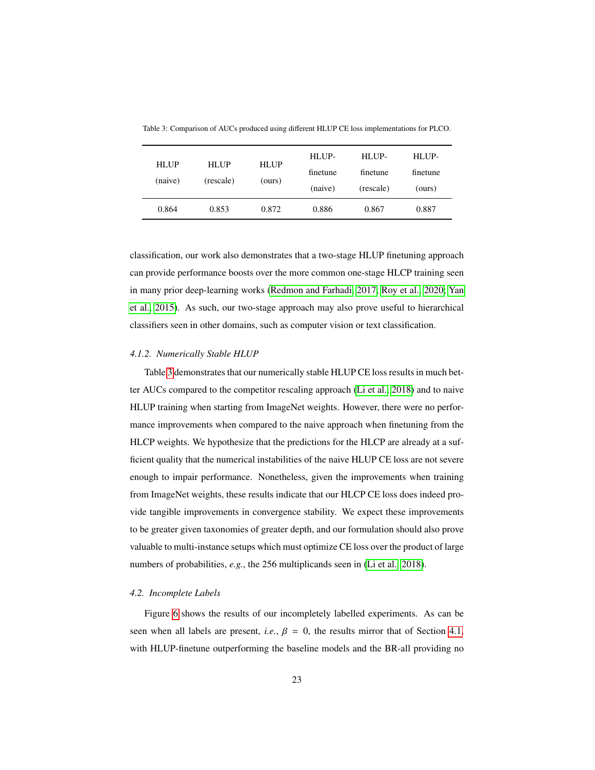Table 3: Comparison of AUCs produced using different HLUP CE loss implementations for PLCO.

| HLUP (naive) | HLUP (rescale) | HLUP (ours) | HLUP-finetune (naive) | HLUP-finetune (rescale) | HLUP-finetune (ours) |
|---|---|---|---|---|---|
| 0.864 | 0.853 | 0.872 | 0.886 | 0.867 | 0.887 |

classification, our work also demonstrates that a two-stage HLUP finetuning approach can provide performance boosts over the more common one-stage HLCP training seen in many prior deep-learning works (Redmon and Farhadi, 2017; Roy et al., 2020; Yan et al., 2015). As such, our two-stage approach may also prove useful to hierarchical classifiers seen in other domains, such as computer vision or text classification.

#### *4.1.2. Numerically Stable HLUP*

Table 3 demonstrates that our numerically stable HLUP CE loss results in much better AUCs compared to the competitor rescaling approach (Li et al., 2018) and to naive HLUP training when starting from ImageNet weights. However, there were no performance improvements when compared to the naive approach when finetuning from the HLCP weights. We hypothesize that the predictions for the HLCP are already at a sufficient quality that the numerical instabilities of the naive HLUP CE loss are not severe enough to impair performance. Nonetheless, given the improvements when training from ImageNet weights, these results indicate that our HLCP CE loss does indeed provide tangible improvements in convergence stability. We expect these improvements to be greater given taxonomies of greater depth, and our formulation should also prove valuable to multi-instance setups which must optimize CE loss over the product of large numbers of probabilities, *e.g.*, the 256 multiplicands seen in (Li et al., 2018).

### *4.2. Incomplete Labels*

Figure 6 shows the results of our incompletely labelled experiments. As can be seen when all labels are present, *i.e.*, $\beta = 0$, the results mirror that of Section 4.1, with HLUP-finetune outperforming the baseline models and the BR-all providing no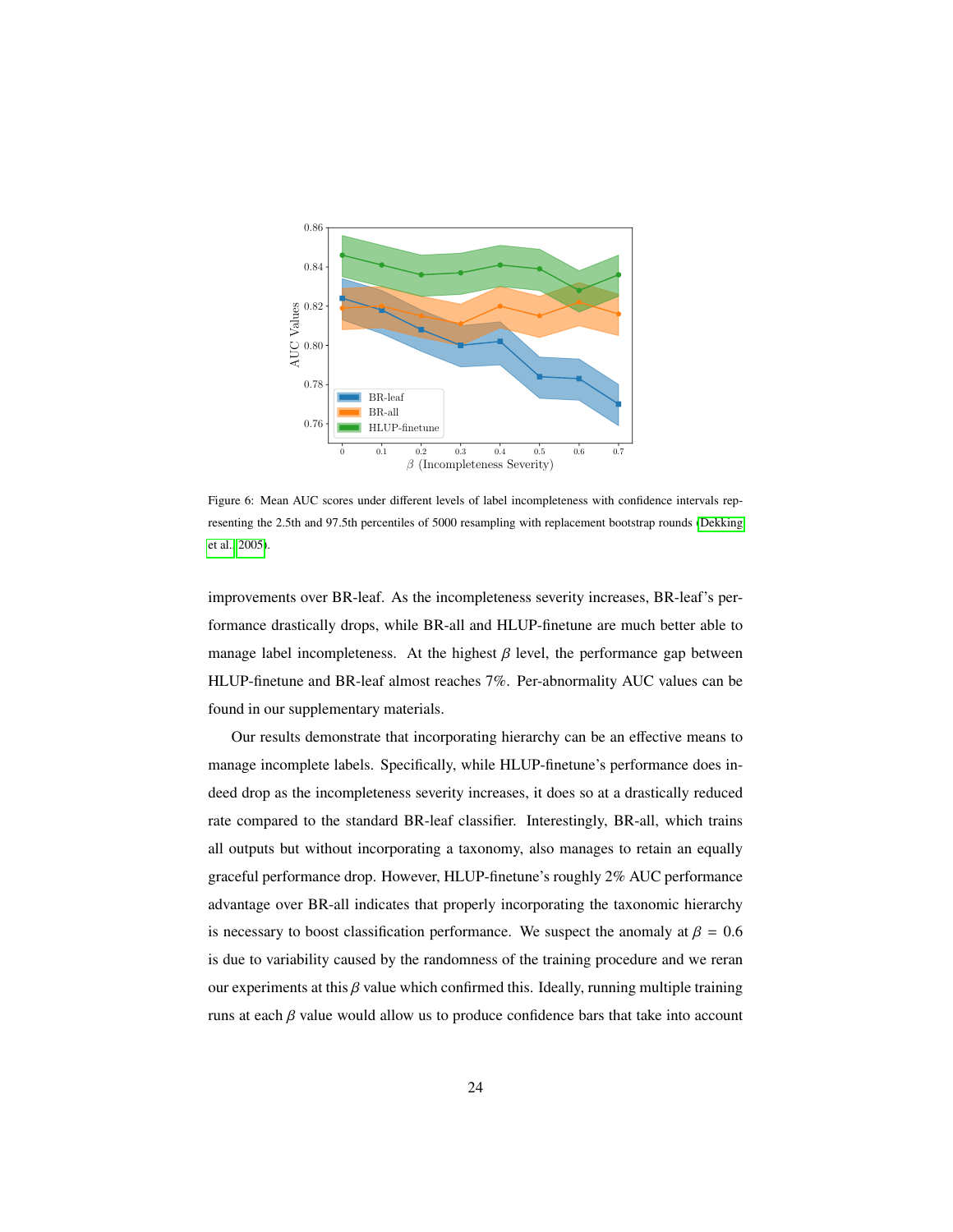Figure 6: Mean AUC scores under different levels of label incompleteness with confidence intervals representing the 2.5th and 97.5th percentiles of 5000 resampling with replacement bootstrap rounds (Dekking et al., 2005).

improvements over BR-leaf. As the incompleteness severity increases, BR-leaf's performance drastically drops, while BR-all and HLUP-finetune are much better able to manage label incompleteness. At the highest $\beta$ level, the performance gap between HLUP-finetune and BR-leaf almost reaches 7%. Per-abnormality AUC values can be found in our supplementary materials.

Our results demonstrate that incorporating hierarchy can be an effective means to manage incomplete labels. Specifically, while HLUP-finetune's performance does indeed drop as the incompleteness severity increases, it does so at a drastically reduced rate compared to the standard BR-leaf classifier. Interestingly, BR-all, which trains all outputs but without incorporating a taxonomy, also manages to retain an equally graceful performance drop. However, HLUP-finetune's roughly 2% AUC performance advantage over BR-all indicates that properly incorporating the taxonomic hierarchy is necessary to boost classification performance. We suspect the anomaly at $\beta = 0.6$ is due to variability caused by the randomness of the training procedure and we reran our experiments at this $\beta$ value which confirmed this. Ideally, running multiple training runs at each $\beta$ value would allow us to produce confidence bars that take into account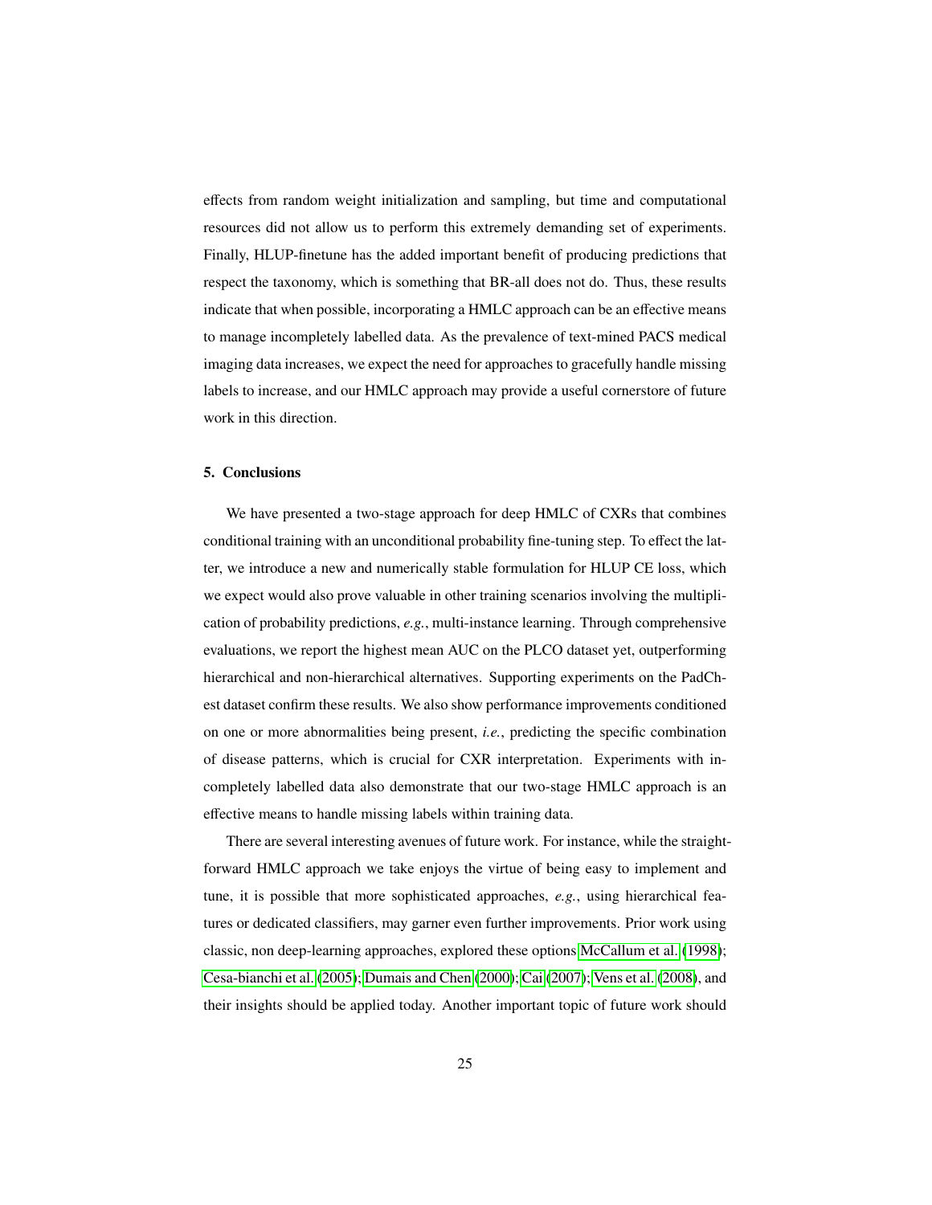effects from random weight initialization and sampling, but time and computational resources did not allow us to perform this extremely demanding set of experiments. Finally, HLUP-finetune has the added important benefit of producing predictions that respect the taxonomy, which is something that BR-all does not do. Thus, these results indicate that when possible, incorporating a HMLC approach can be an effective means to manage incompletely labelled data. As the prevalence of text-mined PACS medical imaging data increases, we expect the need for approaches to gracefully handle missing labels to increase, and our HMLC approach may provide a useful cornerstore of future work in this direction.

## 5. Conclusions

We have presented a two-stage approach for deep HMLC of CXRs that combines conditional training with an unconditional probability fine-tuning step. To effect the latter, we introduce a new and numerically stable formulation for HLUP CE loss, which we expect would also prove valuable in other training scenarios involving the multiplication of probability predictions, *e.g.*, multi-instance learning. Through comprehensive evaluations, we report the highest mean AUC on the PLCO dataset yet, outperforming hierarchical and non-hierarchical alternatives. Supporting experiments on the PadChest dataset confirm these results. We also show performance improvements conditioned on one or more abnormalities being present, *i.e.*, predicting the specific combination of disease patterns, which is crucial for CXR interpretation. Experiments with incompletely labelled data also demonstrate that our two-stage HMLC approach is an effective means to handle missing labels within training data.

There are several interesting avenues of future work. For instance, while the straightforward HMLC approach we take enjoys the virtue of being easy to implement and tune, it is possible that more sophisticated approaches, *e.g.*, using hierarchical features or dedicated classifiers, may garner even further improvements. Prior work using classic, non deep-learning approaches, explored these options McCallum et al. (1998); Cesa-bianchi et al. (2005); Dumais and Chen (2000); Cai (2007); Vens et al. (2008), and their insights should be applied today. Another important topic of future work should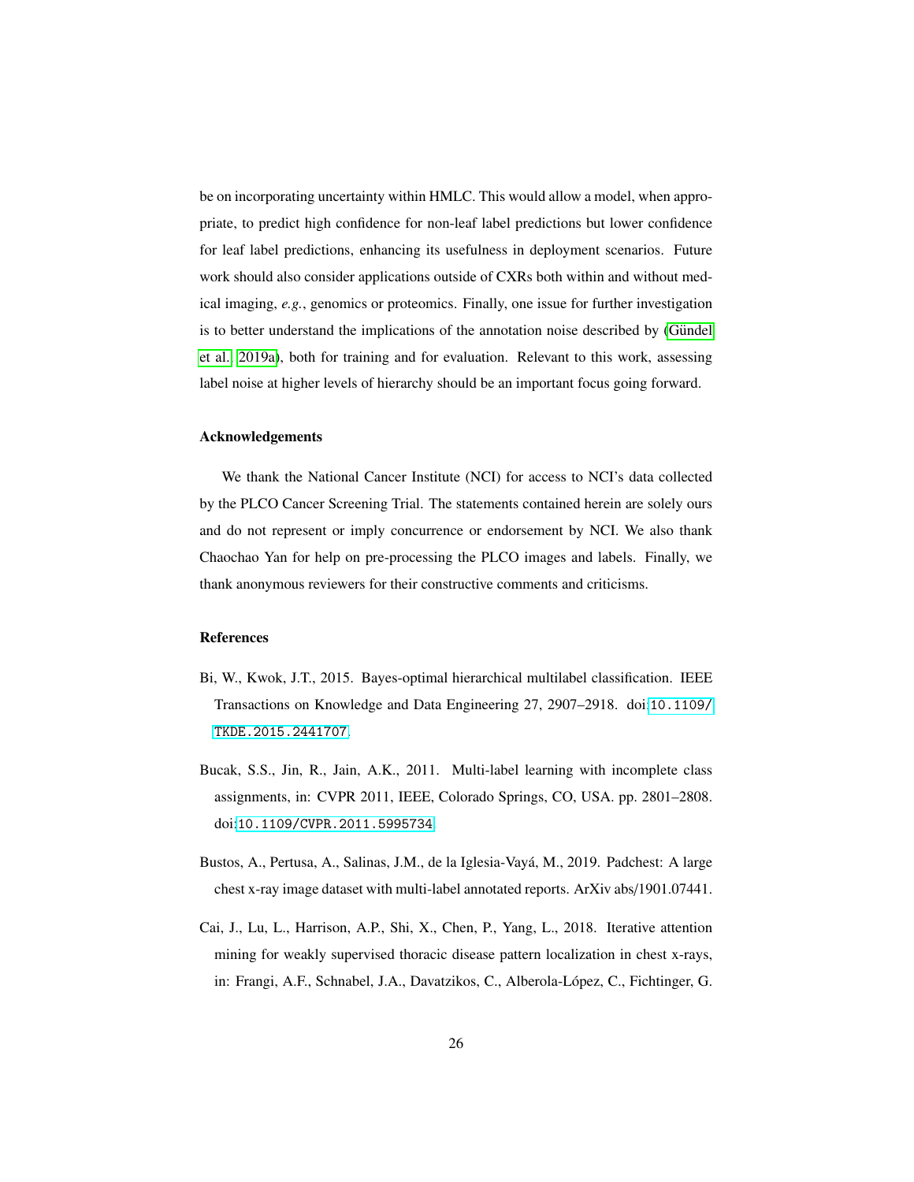be on incorporating uncertainty within HMLC. This would allow a model, when appropriate, to predict high confidence for non-leaf label predictions but lower confidence for leaf label predictions, enhancing its usefulness in deployment scenarios. Future work should also consider applications outside of CXRs both within and without medical imaging, *e.g.*, genomics or proteomics. Finally, one issue for further investigation is to better understand the implications of the annotation noise described by (Gündel et al., 2019a), both for training and for evaluation. Relevant to this work, assessing label noise at higher levels of hierarchy should be an important focus going forward.

## Acknowledgements

We thank the National Cancer Institute (NCI) for access to NCI's data collected by the PLCO Cancer Screening Trial. The statements contained herein are solely ours and do not represent or imply concurrence or endorsement by NCI. We also thank Chaochao Yan for help on pre-processing the PLCO images and labels. Finally, we thank anonymous reviewers for their constructive comments and criticisms.

## References

Bi, W., Kwok, J.T., 2015. Bayes-optimal hierarchical multilabel classification. IEEE Transactions on Knowledge and Data Engineering 27, 2907–2918. doi:10.1109/TKDE.2015.2441707.

Bucak, S.S., Jin, R., Jain, A.K., 2011. Multi-label learning with incomplete class assignments, in: CVPR 2011, IEEE, Colorado Springs, CO, USA. pp. 2801–2808. doi:10.1109/CVPR.2011.5995734.

Bustos, A., Pertusa, A., Salinas, J.M., de la Iglesia-Vayá, M., 2019. Padchest: A large chest x-ray image dataset with multi-label annotated reports. ArXiv abs/1901.07441.

Cai, J., Lu, L., Harrison, A.P., Shi, X., Chen, P., Yang, L., 2018. Iterative attention mining for weakly supervised thoracic disease pattern localization in chest x-rays, in: Frangi, A.F., Schnabel, J.A., Davatzikos, C., Alberola-López, C., Fichtinger, G.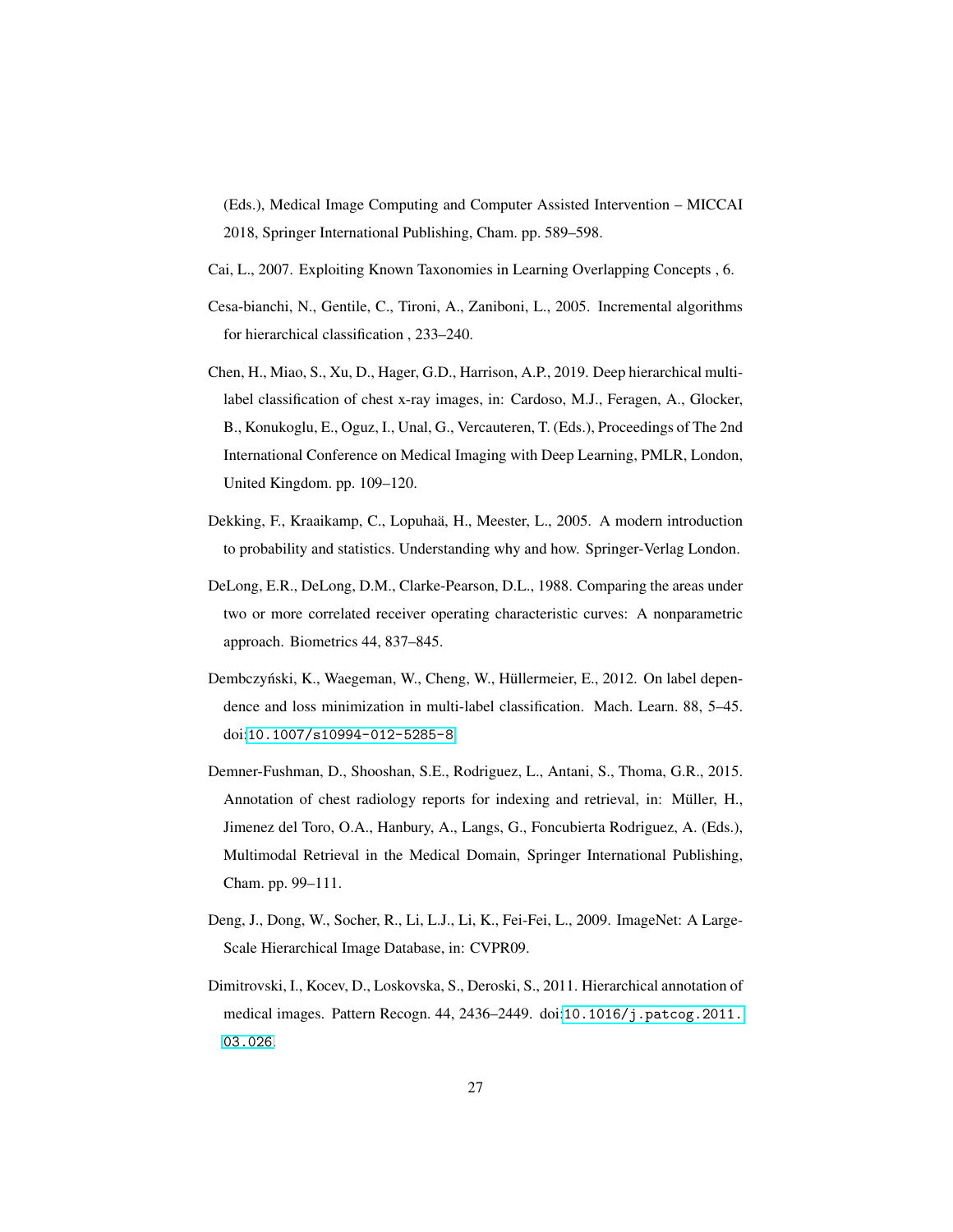(Eds.), Medical Image Computing and Computer Assisted Intervention – MICCAI 2018, Springer International Publishing, Cham. pp. 589–598.

Cai, L., 2007. Exploiting Known Taxonomies in Learning Overlapping Concepts , 6.

Cesa-bianchi, N., Gentile, C., Tironi, A., Zaniboni, L., 2005. Incremental algorithms for hierarchical classification , 233–240.

Chen, H., Miao, S., Xu, D., Hager, G.D., Harrison, A.P., 2019. Deep hierarchical multi-label classification of chest x-ray images, in: Cardoso, M.J., Feragen, A., Glocker, B., Konukoglu, E., Oguz, I., Unal, G., Vercauteren, T. (Eds.), Proceedings of The 2nd International Conference on Medical Imaging with Deep Learning, PMLR, London, United Kingdom. pp. 109–120.

Dekking, F., Kraaikamp, C., Lopuhaä, H., Meester, L., 2005. A modern introduction to probability and statistics. Understanding why and how. Springer-Verlag London.

DeLong, E.R., DeLong, D.M., Clarke-Pearson, D.L., 1988. Comparing the areas under two or more correlated receiver operating characteristic curves: A nonparametric approach. Biometrics 44, 837–845.

Dembczyński, K., Waegeman, W., Cheng, W., Hüllermeier, E., 2012. On label dependence and loss minimization in multi-label classification. Mach. Learn. 88, 5–45. doi:10.1007/s10994-012-5285-8.

Demner-Fushman, D., Shooshan, S.E., Rodriguez, L., Antani, S., Thoma, G.R., 2015. Annotation of chest radiology reports for indexing and retrieval, in: Müller, H., Jimenez del Toro, O.A., Hanbury, A., Langs, G., Foncubierta Rodriguez, A. (Eds.), Multimodal Retrieval in the Medical Domain, Springer International Publishing, Cham. pp. 99–111.

Deng, J., Dong, W., Socher, R., Li, L.J., Li, K., Fei-Fei, L., 2009. ImageNet: A Large-Scale Hierarchical Image Database, in: CVPR09.

Dimitrovski, I., Kocev, D., Loskovska, S., Deroski, S., 2011. Hierarchical annotation of medical images. Pattern Recogn. 44, 2436–2449. doi:10.1016/j.patcog.2011.03.026.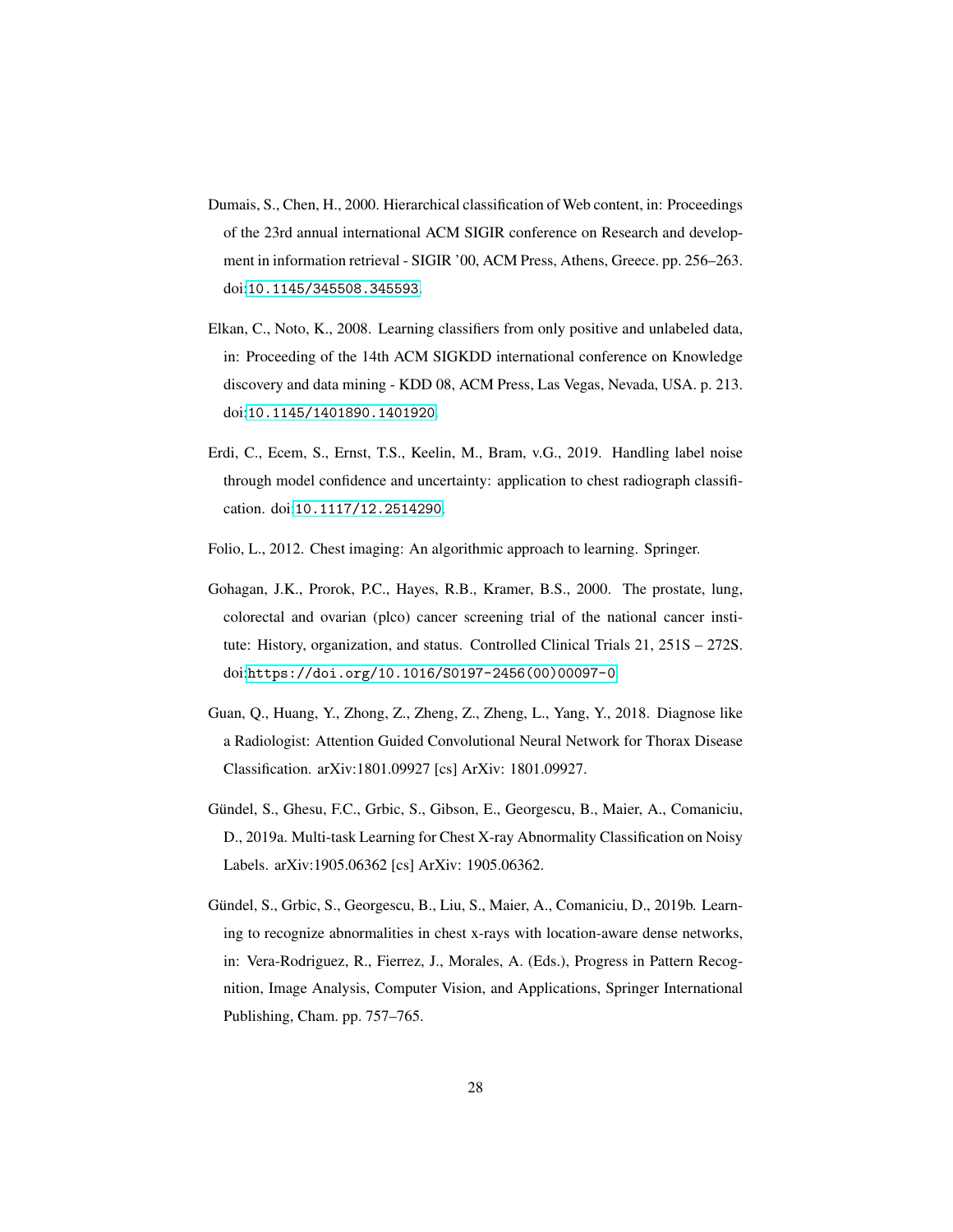Dumais, S., Chen, H., 2000. Hierarchical classification of Web content, in: Proceedings of the 23rd annual international ACM SIGIR conference on Research and development in information retrieval - SIGIR '00, ACM Press, Athens, Greece. pp. 256–263. doi:10.1145/345508.345593.

Elkan, C., Noto, K., 2008. Learning classifiers from only positive and unlabeled data, in: Proceeding of the 14th ACM SIGKDD international conference on Knowledge discovery and data mining - KDD 08, ACM Press, Las Vegas, Nevada, USA. p. 213. doi:10.1145/1401890.1401920.

Erdi, C., Ecem, S., Ernst, T.S., Keelin, M., Bram, v.G., 2019. Handling label noise through model confidence and uncertainty: application to chest radiograph classification. doi:10.1117/12.2514290.

Folio, L., 2012. Chest imaging: An algorithmic approach to learning. Springer.

Gohagan, J.K., Prorok, P.C., Hayes, R.B., Kramer, B.S., 2000. The prostate, lung, colorectal and ovarian (plco) cancer screening trial of the national cancer institute: History, organization, and status. Controlled Clinical Trials 21, 251S – 272S. doi:https://doi.org/10.1016/S0197-2456(00)00097-0.

Guan, Q., Huang, Y., Zhong, Z., Zheng, Z., Zheng, L., Yang, Y., 2018. Diagnose like a Radiologist: Attention Guided Convolutional Neural Network for Thorax Disease Classification. arXiv:1801.09927 [cs] ArXiv: 1801.09927.

Gündel, S., Ghesu, F.C., Grbic, S., Gibson, E., Georgescu, B., Maier, A., Comaniciu, D., 2019a. Multi-task Learning for Chest X-ray Abnormality Classification on Noisy Labels. arXiv:1905.06362 [cs] ArXiv: 1905.06362.

Gündel, S., Grbic, S., Georgescu, B., Liu, S., Maier, A., Comaniciu, D., 2019b. Learning to recognize abnormalities in chest x-rays with location-aware dense networks, in: Vera-Rodriguez, R., Fierrez, J., Morales, A. (Eds.), Progress in Pattern Recognition, Image Analysis, Computer Vision, and Applications, Springer International Publishing, Cham. pp. 757–765.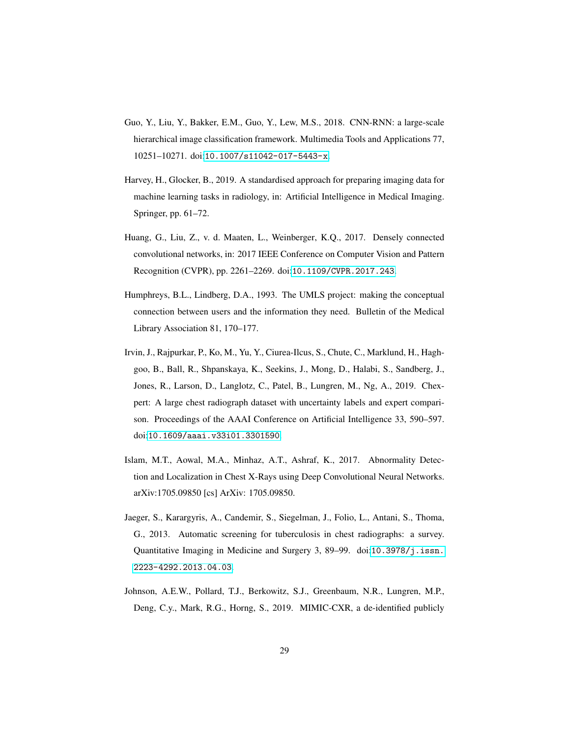Guo, Y., Liu, Y., Bakker, E.M., Guo, Y., Lew, M.S., 2018. CNN-RNN: a large-scale hierarchical image classification framework. Multimedia Tools and Applications 77, 10251–10271. doi:10.1007/s11042-017-5443-x.

Harvey, H., Glocker, B., 2019. A standardised approach for preparing imaging data for machine learning tasks in radiology, in: Artificial Intelligence in Medical Imaging. Springer, pp. 61–72.

Huang, G., Liu, Z., v. d. Maaten, L., Weinberger, K.Q., 2017. Densely connected convolutional networks, in: 2017 IEEE Conference on Computer Vision and Pattern Recognition (CVPR), pp. 2261–2269. doi:10.1109/CVPR.2017.243.

Humphreys, B.L., Lindberg, D.A., 1993. The UMLS project: making the conceptual connection between users and the information they need. Bulletin of the Medical Library Association 81, 170–177.

Irvin, J., Rajpurkar, P., Ko, M., Yu, Y., Ciurea-Ilcus, S., Chute, C., Marklund, H., Haghgoo, B., Ball, R., Shpanskaya, K., Seekins, J., Mong, D., Halabi, S., Sandberg, J., Jones, R., Larson, D., Langlotz, C., Patel, B., Lungren, M., Ng, A., 2019. Chexpert: A large chest radiograph dataset with uncertainty labels and expert comparison. Proceedings of the AAAI Conference on Artificial Intelligence 33, 590–597. doi:10.1609/aaai.v33i01.3301590.

Islam, M.T., Aowal, M.A., Minhaz, A.T., Ashraf, K., 2017. Abnormality Detection and Localization in Chest X-Rays using Deep Convolutional Neural Networks. arXiv:1705.09850 [cs] ArXiv: 1705.09850.

Jaeger, S., Karargyris, A., Candemir, S., Siegelman, J., Folio, L., Antani, S., Thoma, G., 2013. Automatic screening for tuberculosis in chest radiographs: a survey. Quantitative Imaging in Medicine and Surgery 3, 89–99. doi:10.3978/j.issn.2223-4292.2013.04.03.

Johnson, A.E.W., Pollard, T.J., Berkowitz, S.J., Greenbaum, N.R., Lungren, M.P., Deng, C.y., Mark, R.G., Horng, S., 2019. MIMIC-CXR, a de-identified publicly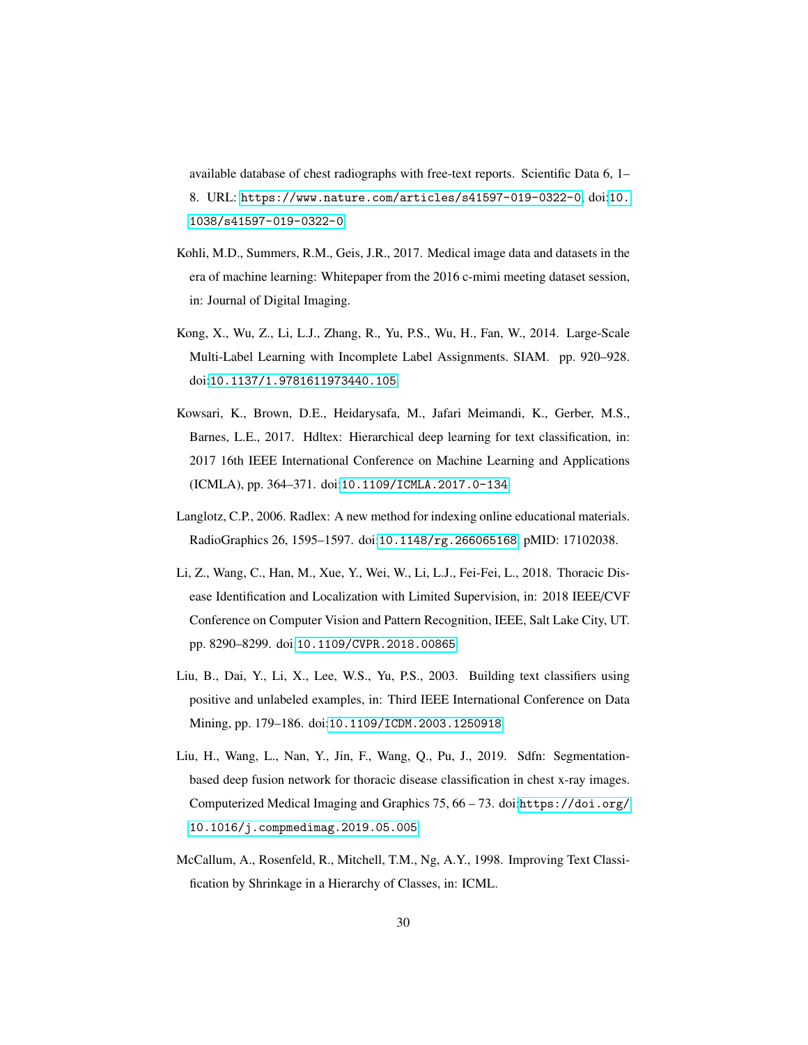available database of chest radiographs with free-text reports. Scientific Data 6, 1–8. URL: https://www.nature.com/articles/s41597-019-0322-0, doi:10.1038/s41597-019-0322-0.

Kohli, M.D., Summers, R.M., Geis, J.R., 2017. Medical image data and datasets in the era of machine learning: Whitepaper from the 2016 c-mimi meeting dataset session, in: Journal of Digital Imaging.

Kong, X., Wu, Z., Li, L.J., Zhang, R., Yu, P.S., Wu, H., Fan, W., 2014. Large-Scale Multi-Label Learning with Incomplete Label Assignments. SIAM. pp. 920–928. doi:10.1137/1.9781611973440.105.

Kowsari, K., Brown, D.E., Heidarysafa, M., Jafari Meimandi, K., Gerber, M.S., Barnes, L.E., 2017. Hdltex: Hierarchical deep learning for text classification, in: 2017 16th IEEE International Conference on Machine Learning and Applications (ICMLA), pp. 364–371. doi:10.1109/ICMLA.2017.0-134.

Langlotz, C.P., 2006. Radlex: A new method for indexing online educational materials. RadioGraphics 26, 1595–1597. doi:10.1148/rg.266065168. pMID: 17102038.

Li, Z., Wang, C., Han, M., Xue, Y., Wei, W., Li, L.J., Fei-Fei, L., 2018. Thoracic Disease Identification and Localization with Limited Supervision, in: 2018 IEEE/CVF Conference on Computer Vision and Pattern Recognition, IEEE, Salt Lake City, UT. pp. 8290–8299. doi:10.1109/CVPR.2018.00865.

Liu, B., Dai, Y., Li, X., Lee, W.S., Yu, P.S., 2003. Building text classifiers using positive and unlabeled examples, in: Third IEEE International Conference on Data Mining, pp. 179–186. doi:10.1109/ICDM.2003.1250918.

Liu, H., Wang, L., Nan, Y., Jin, F., Wang, Q., Pu, J., 2019. Sdfn: Segmentation-based deep fusion network for thoracic disease classification in chest x-ray images. Computerized Medical Imaging and Graphics 75, 66 – 73. doi:https://doi.org/10.1016/j.compmedimag.2019.05.005.

McCallum, A., Rosenfeld, R., Mitchell, T.M., Ng, A.Y., 1998. Improving Text Classification by Shrinkage in a Hierarchy of Classes, in: ICML.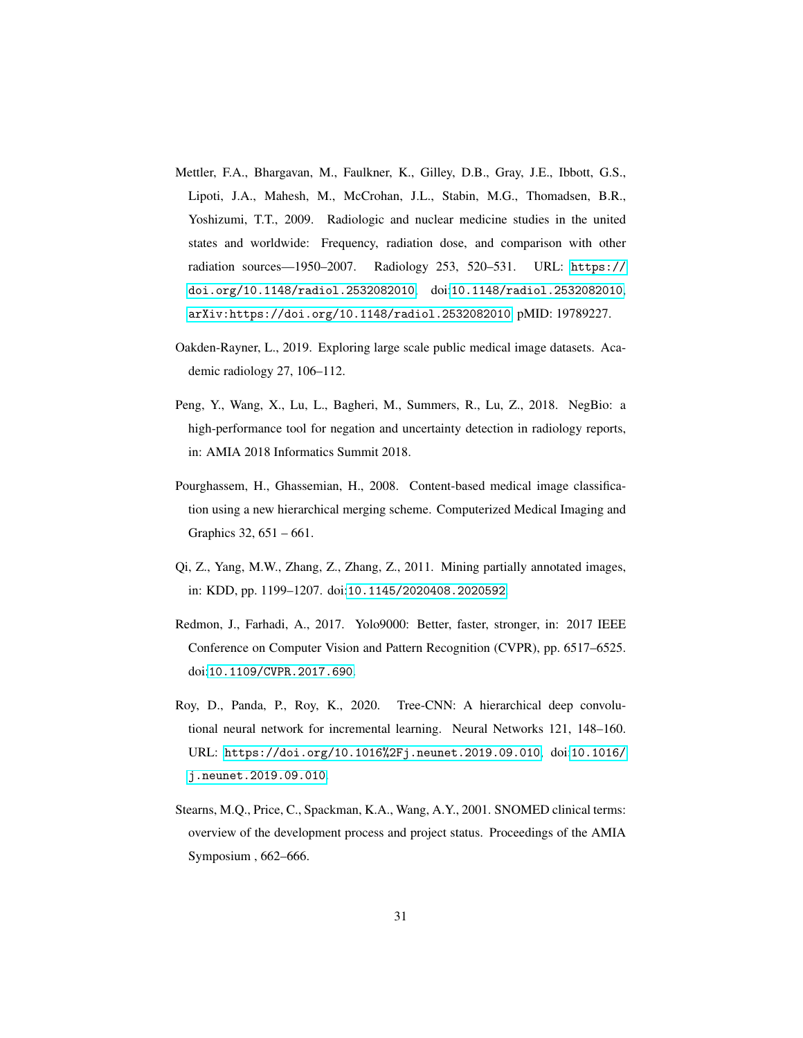Mettler, F.A., Bhargavan, M., Faulkner, K., Gilley, D.B., Gray, J.E., Ibbott, G.S., Lipoti, J.A., Mahesh, M., McCrohan, J.L., Stabin, M.G., Thomadsen, B.R., Yoshizumi, T.T., 2009. Radiologic and nuclear medicine studies in the united states and worldwide: Frequency, radiation dose, and comparison with other radiation sources—1950–2007. Radiology 253, 520–531. URL: https://doi.org/10.1148/radiol.2532082010, doi:10.1148/radiol.2532082010, arXiv:https://doi.org/10.1148/radiol.2532082010. pMID: 19789227.

Oakden-Rayner, L., 2019. Exploring large scale public medical image datasets. Academic radiology 27, 106–112.

Peng, Y., Wang, X., Lu, L., Bagheri, M., Summers, R., Lu, Z., 2018. NegBio: a high-performance tool for negation and uncertainty detection in radiology reports, in: AMIA 2018 Informatics Summit 2018.

Pourghassem, H., Ghassemian, H., 2008. Content-based medical image classification using a new hierarchical merging scheme. Computerized Medical Imaging and Graphics 32, 651 – 661.

Qi, Z., Yang, M.W., Zhang, Z., Zhang, Z., 2011. Mining partially annotated images, in: KDD, pp. 1199–1207. doi:10.1145/2020408.2020592.

Redmon, J., Farhadi, A., 2017. Yolo9000: Better, faster, stronger, in: 2017 IEEE Conference on Computer Vision and Pattern Recognition (CVPR), pp. 6517–6525. doi:10.1109/CVPR.2017.690.

Roy, D., Panda, P., Roy, K., 2020. Tree-CNN: A hierarchical deep convolutional neural network for incremental learning. Neural Networks 121, 148–160. URL: https://doi.org/10.1016%2Fj.neunet.2019.09.010, doi:10.1016/j.neunet.2019.09.010.

Stearns, M.Q., Price, C., Spackman, K.A., Wang, A.Y., 2001. SNOMED clinical terms: overview of the development process and project status. Proceedings of the AMIA Symposium , 662–666.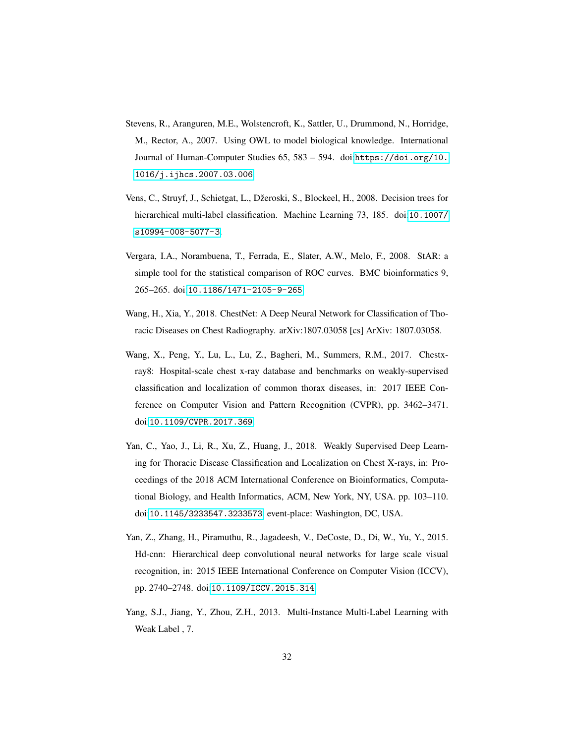Stevens, R., Aranguren, M.E., Wolstencroft, K., Sattler, U., Drummond, N., Horridge, M., Rector, A., 2007. Using OWL to model biological knowledge. International Journal of Human-Computer Studies 65, 583 – 594. doi:https://doi.org/10.1016/j.ijhcs.2007.03.006.

Vens, C., Struyf, J., Schietgat, L., Džeroski, S., Blockeel, H., 2008. Decision trees for hierarchical multi-label classification. Machine Learning 73, 185. doi:10.1007/s10994-008-5077-3.

Vergara, I.A., Norambuena, T., Ferrada, E., Slater, A.W., Melo, F., 2008. StAR: a simple tool for the statistical comparison of ROC curves. BMC bioinformatics 9, 265–265. doi:10.1186/1471-2105-9-265.

Wang, H., Xia, Y., 2018. ChestNet: A Deep Neural Network for Classification of Thoracic Diseases on Chest Radiography. arXiv:1807.03058 [cs] ArXiv: 1807.03058.

Wang, X., Peng, Y., Lu, L., Lu, Z., Bagheri, M., Summers, R.M., 2017. Chestx-ray8: Hospital-scale chest x-ray database and benchmarks on weakly-supervised classification and localization of common thorax diseases, in: 2017 IEEE Conference on Computer Vision and Pattern Recognition (CVPR), pp. 3462–3471. doi:10.1109/CVPR.2017.369.

Yan, C., Yao, J., Li, R., Xu, Z., Huang, J., 2018. Weakly Supervised Deep Learning for Thoracic Disease Classification and Localization on Chest X-rays, in: Proceedings of the 2018 ACM International Conference on Bioinformatics, Computational Biology, and Health Informatics, ACM, New York, NY, USA. pp. 103–110. doi:10.1145/3233547.3233573. event-place: Washington, DC, USA.

Yan, Z., Zhang, H., Piramuthu, R., Jagadeesh, V., DeCoste, D., Di, W., Yu, Y., 2015. Hd-cnn: Hierarchical deep convolutional neural networks for large scale visual recognition, in: 2015 IEEE International Conference on Computer Vision (ICCV), pp. 2740–2748. doi:10.1109/ICCV.2015.314.

Yang, S.J., Jiang, Y., Zhou, Z.H., 2013. Multi-Instance Multi-Label Learning with Weak Label , 7.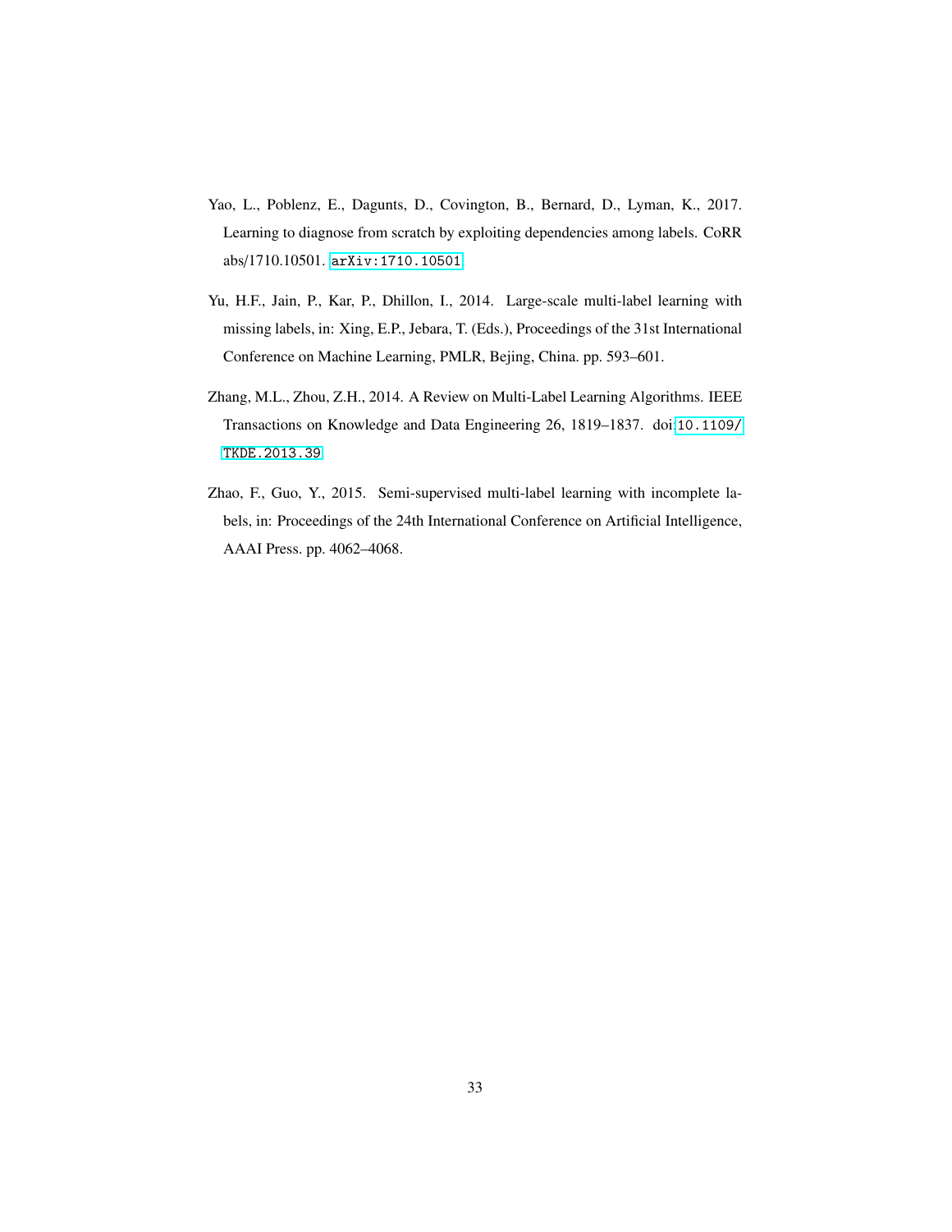Yao, L., Poblenz, E., Dagunts, D., Covington, B., Bernard, D., Lyman, K., 2017. Learning to diagnose from scratch by exploiting dependencies among labels. CoRR abs/1710.10501. arXiv:1710.10501.

Yu, H.F., Jain, P., Kar, P., Dhillon, I., 2014. Large-scale multi-label learning with missing labels, in: Xing, E.P., Jebara, T. (Eds.), Proceedings of the 31st International Conference on Machine Learning, PMLR, Bejing, China. pp. 593–601.

Zhang, M.L., Zhou, Z.H., 2014. A Review on Multi-Label Learning Algorithms. IEEE Transactions on Knowledge and Data Engineering 26, 1819–1837. doi:10.1109/TKDE.2013.39.

Zhao, F., Guo, Y., 2015. Semi-supervised multi-label learning with incomplete labels, in: Proceedings of the 24th International Conference on Artificial Intelligence, AAAI Press. pp. 4062–4068.